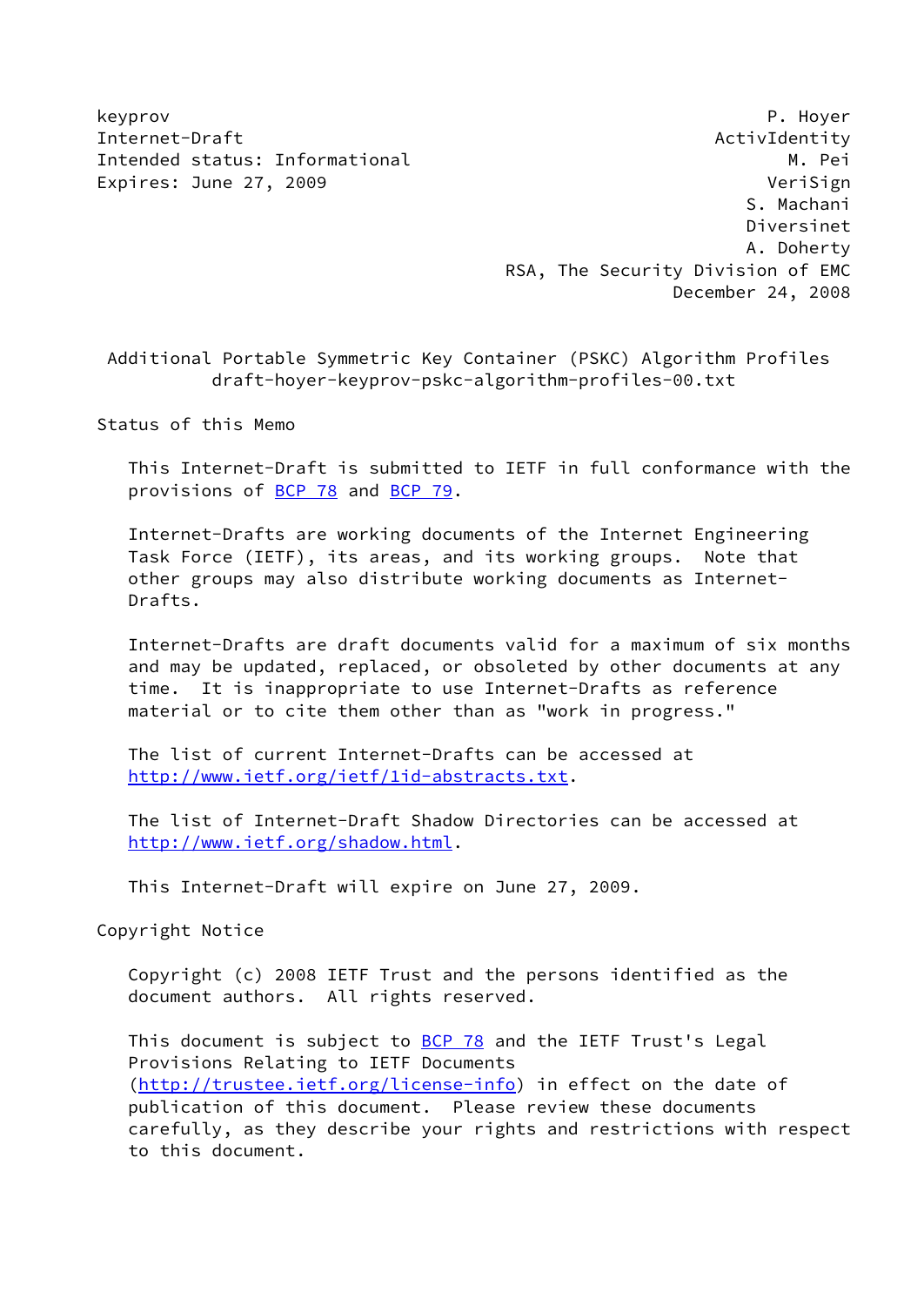keprov P. Hoyer
Internet-Draft ActivIdentity
Intended status: Informational M. Pei
Expires: June 27, 2009 VeriSign
S. Machani
Diversinet
A. Doherty
RSA, The Security Division of EMC
December 24, 2008

# Additional Portable Symmetric Key Container (PSKC) Algorithm Profiles

draft-hoyer-keyprov-pskc-algorithm-profiles-00.txt

## Status of this Memo

This Internet-Draft is submitted to IETF in full conformance with the provisions of BCP 78 and BCP 79.

Internet-Drafts are working documents of the Internet Engineering Task Force (IETF), its areas, and its working groups. Note that other groups may also distribute working documents as Internet-Drafts.

Internet-Drafts are draft documents valid for a maximum of six months and may be updated, replaced, or obsoleted by other documents at any time. It is inappropriate to use Internet-Drafts as reference material or to cite them other than as "work in progress."

The list of current Internet-Drafts can be accessed at http://www.ietf.org/ietf/1id-abstracts.txt.

The list of Internet-Draft Shadow Directories can be accessed at http://www.ietf.org/shadow.html.

This Internet-Draft will expire on June 27, 2009.

## Copyright Notice

Copyright (c) 2008 IETF Trust and the persons identified as the document authors. All rights reserved.

This document is subject to BCP 78 and the IETF Trust's Legal Provisions Relating to IETF Documents (http://trustee.ietf.org/license-info) in effect on the date of publication of this document. Please review these documents carefully, as they describe your rights and restrictions with respect to this document.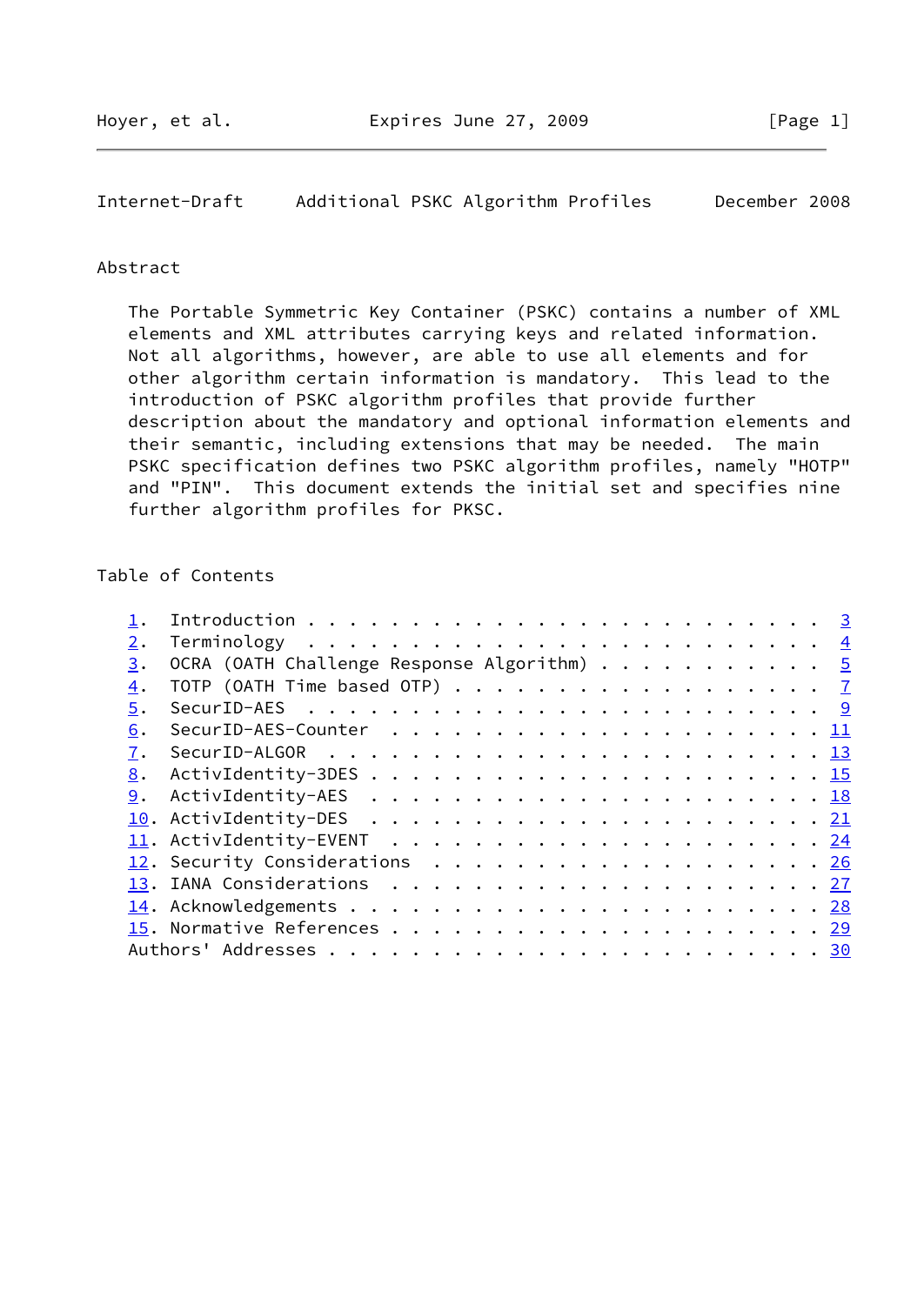## Abstract

The Portable Symmetric Key Container (PSKC) contains a number of XML elements and XML attributes carrying keys and related information. Not all algorithms, however, are able to use all elements and for other algorithm certain information is mandatory. This lead to the introduction of PSKC algorithm profiles that provide further description about the mandatory and optional information elements and their semantic, including extensions that may be needed. The main PSKC specification defines two PSKC algorithm profiles, namely "HOTP" and "PIN". This document extends the initial set and specifies nine further algorithm profiles for PKSC.

## Table of Contents

1. Introduction . . . . . . . . . . . . . . . . . . . . . . . . 3
2. Terminology . . . . . . . . . . . . . . . . . . . . . . . . 4
3. OCRA (OATH Challenge Response Algorithm) . . . . . . . . . . . 5
4. TOTP (OATH Time based OTP) . . . . . . . . . . . . . . . . . . 7
5. SecurID-AES . . . . . . . . . . . . . . . . . . . . . . . . . 9
6. SecurID-AES-Counter . . . . . . . . . . . . . . . . . . . . . 11
7. SecurID-ALGOR . . . . . . . . . . . . . . . . . . . . . . . . 13
8. ActivIdentity-3DES . . . . . . . . . . . . . . . . . . . . . 15
9. ActivIdentity-AES . . . . . . . . . . . . . . . . . . . . . . 18
10. ActivIdentity-DES . . . . . . . . . . . . . . . . . . . . . . 21
11. ActivIdentity-EVENT . . . . . . . . . . . . . . . . . . . . . 24
12. Security Considerations . . . . . . . . . . . . . . . . . . . 26
13. IANA Considerations . . . . . . . . . . . . . . . . . . . . . 27
14. Acknowledgements . . . . . . . . . . . . . . . . . . . . . . . 28
15. Normative References . . . . . . . . . . . . . . . . . . . . . 29

Authors' Addresses . . . . . . . . . . . . . . . . . . . . . . . 30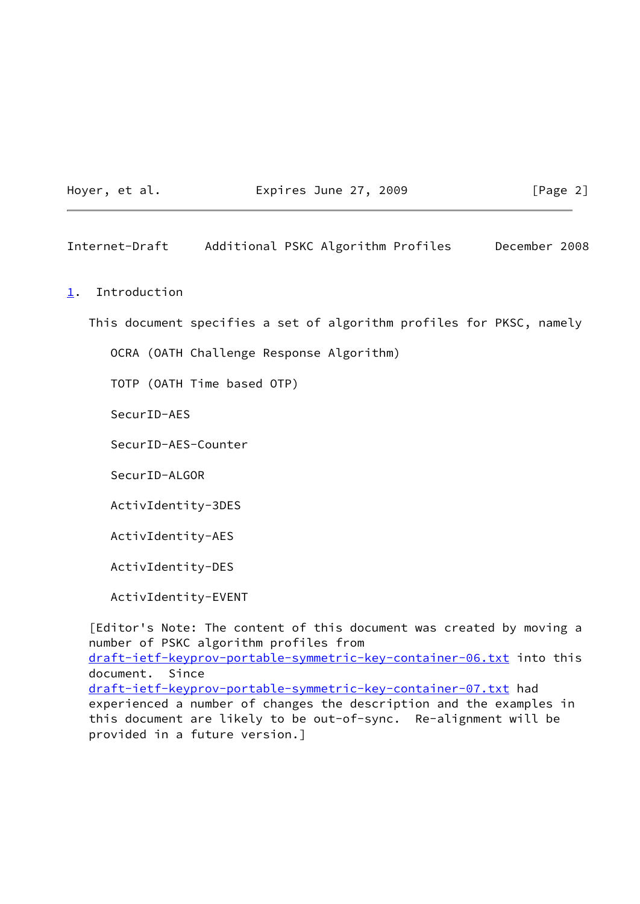## 1. Introduction

This document specifies a set of algorithm profiles for PKSC, namely

- OCRA (OATH Challenge Response Algorithm)
- TOTP (OATH Time based OTP)
- SecurID-AES
- SecurID-AES-Counter
- SecurID-ALGOR
- ActivIdentity-3DES
- ActivIdentity-AES
- ActivIdentity-DES
- ActivIdentity-EVENT

[Editor's Note: The content of this document was created by moving a number of PSKC algorithm profiles from draft-ietf-keyprov-portable-symmetric-key-container-06.txt into this document. Since draft-ietf-keyprov-portable-symmetric-key-container-07.txt had experienced a number of changes the description and the examples in this document are likely to be out-of-sync. Re-alignment will be provided in a future version.]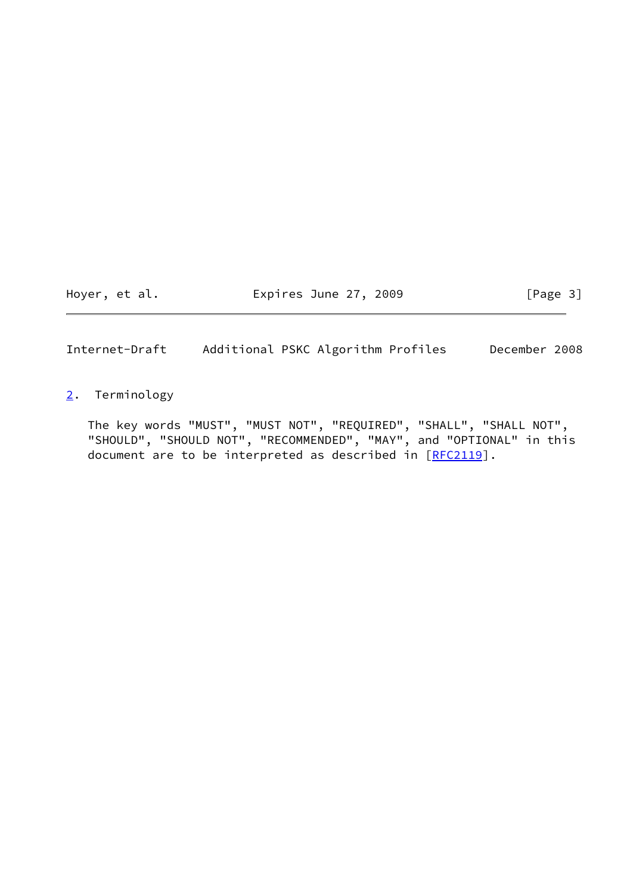## 2. Terminology

The key words "MUST", "MUST NOT", "REQUIRED", "SHALL", "SHALL NOT", "SHOULD", "SHOULD NOT", "RECOMMENDED", "MAY", and "OPTIONAL" in this document are to be interpreted as described in [RFC2119].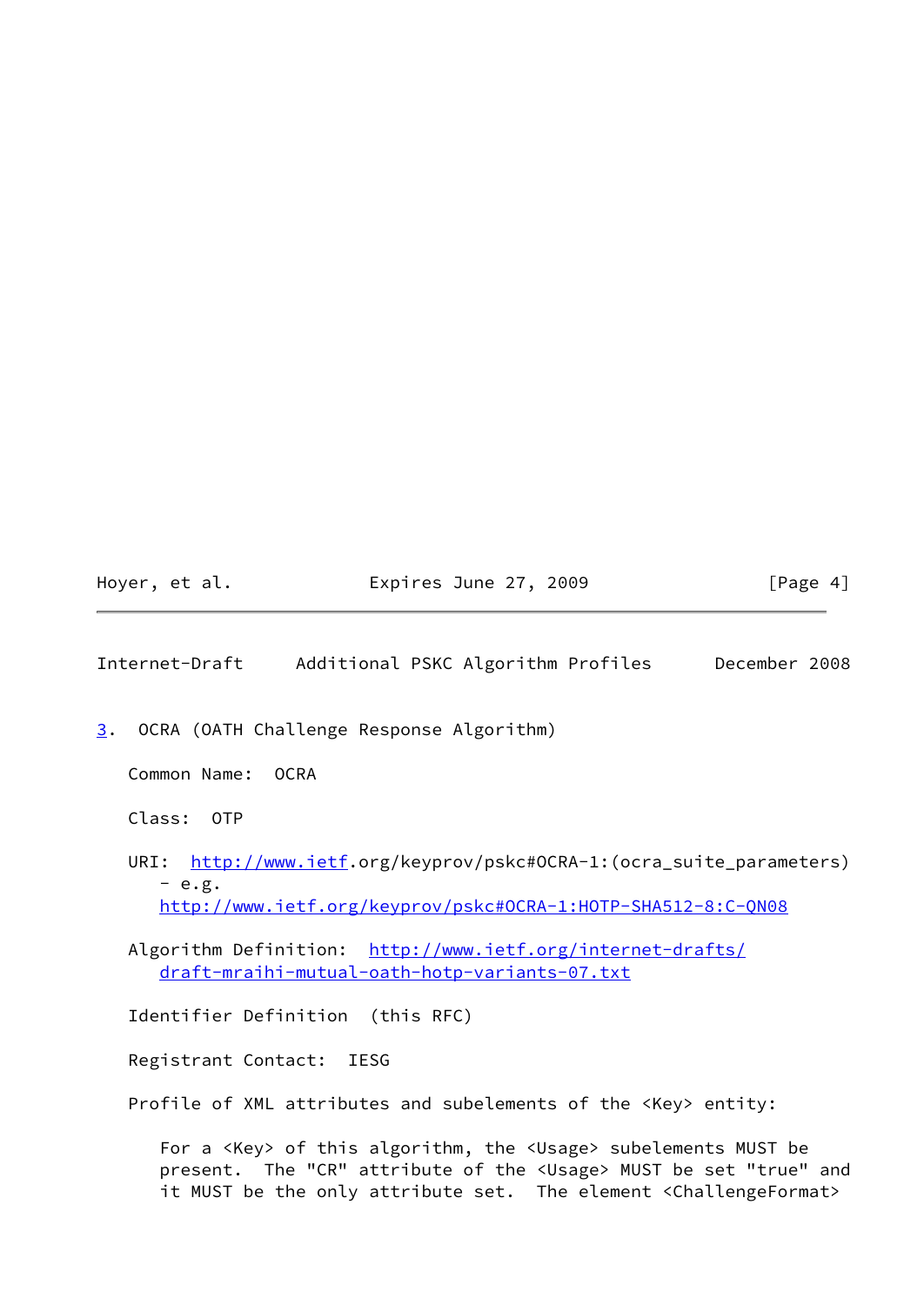## 3. OCRA (OATH Challenge Response Algorithm)

Common Name: OCRA

Class: OTP

URI: http://www.ietf.org/keyprov/pskc#OCRA-1:(ocra_suite_parameters) - e.g. http://www.ietf.org/keyprov/pskc#OCRA-1:HOTP-SHA512-8:C-QN08

Algorithm Definition: http://www.ietf.org/internet-drafts/draft-mraihi-mutual-oath-hotp-variants-07.txt

Identifier Definition (this RFC)

Registrant Contact: IESG

Profile of XML attributes and subelements of the <Key> entity:

For a <Key> of this algorithm, the <Usage> subelements MUST be present. The "CR" attribute of the <Usage> MUST be set "true" and it MUST be the only attribute set. The element <ChallengeFormat>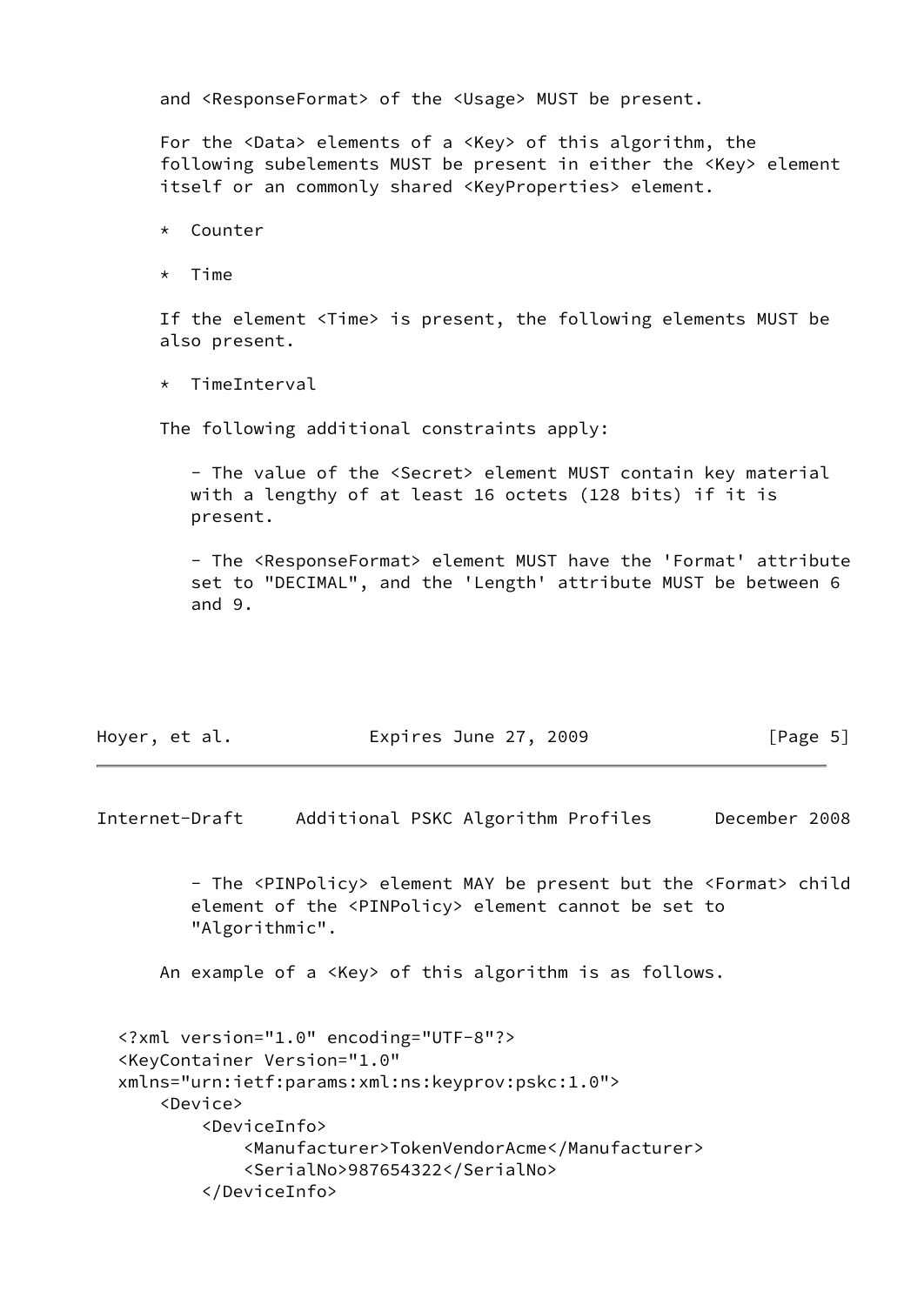and <ResponseFormat> of the <Usage> MUST be present.

For the <Data> elements of a <Key> of this algorithm, the following subelements MUST be present in either the <Key> element itself or an commonly shared <KeyProperties> element.

* Counter

* Time

If the element <Time> is present, the following elements MUST be also present.

* TimeInterval

The following additional constraints apply:

- The value of the <Secret> element MUST contain key material with a lengthy of at least 16 octets (128 bits) if it is present.

- The <ResponseFormat> element MUST have the 'Format' attribute set to "DECIMAL", and the 'Length' attribute MUST be between 6 and 9.

- The <PINPolicy> element MAY be present but the <Format> child element of the <PINPolicy> element cannot be set to "Algorithmic".

An example of a <Key> of this algorithm is as follows.

```
<?xml version="1.0" encoding="UTF-8"?>
<KeyContainer Version="1.0"
xmlns="urn:ietf:params:xml:ns:keyprov:pskc:1.0">
    <Device>
        <DeviceInfo>
            <Manufacturer>TokenVendorAcme</Manufacturer>
            <SerialNo>987654322</SerialNo>
        </DeviceInfo>
```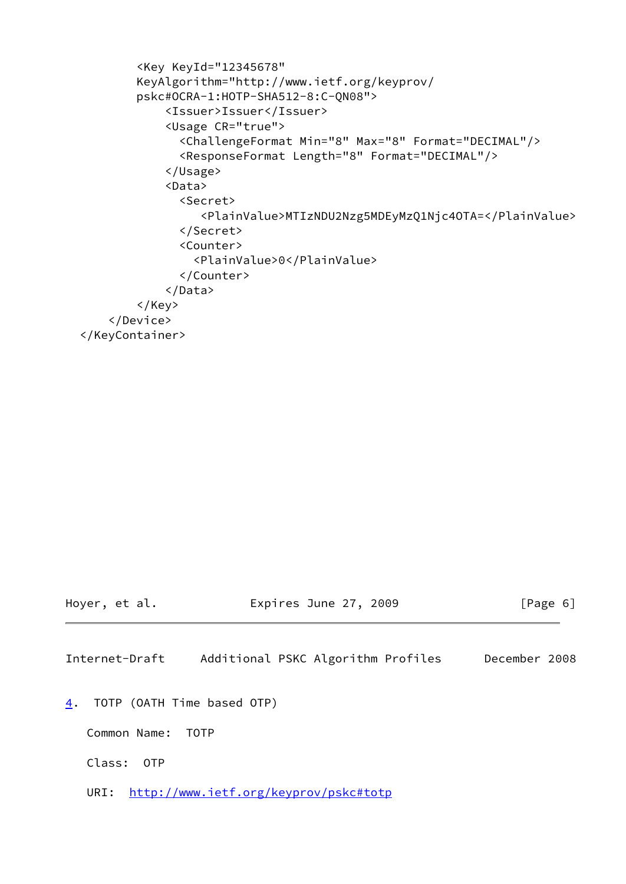```
        <Key KeyId="12345678"
        KeyAlgorithm="http://www.ietf.org/keyprov/
        pskc#OCRA-1:HOTP-SHA512-8:C-QN08">
            <Issuer>Issuer</Issuer>
            <Usage CR="true">
              <ChallengeFormat Min="8" Max="8" Format="DECIMAL"/>
              <ResponseFormat Length="8" Format="DECIMAL"/>
            </Usage>
            <Data>
              <Secret>
                 <PlainValue>MTIzNDU2Nzg5MDEyMzQ1Njc4OTA=</PlainValue>
              </Secret>
              <Counter>
                <PlainValue>0</PlainValue>
              </Counter>
            </Data>
        </Key>
    </Device>
</KeyContainer>
```

## 4. TOTP (OATH Time based OTP)

Common Name: TOTP

Class: OTP

URI: http://www.ietf.org/keyprov/pskc#totp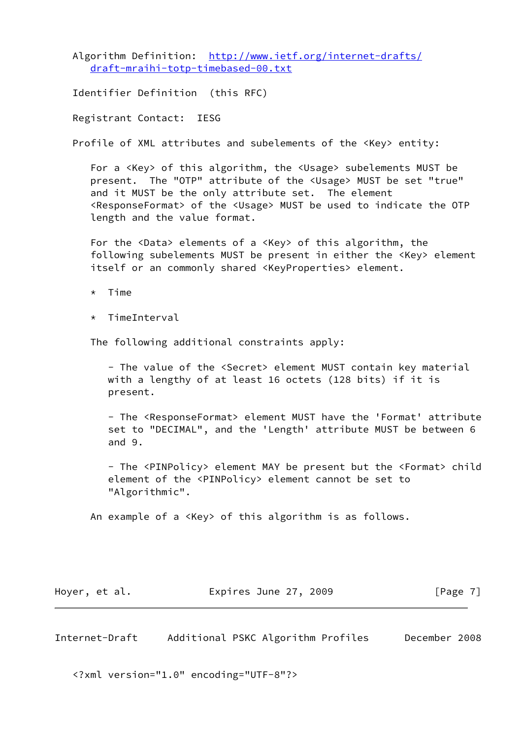Algorithm Definition: [http://www.ietf.org/internet-drafts/draft-mraihi-totp-timebased-00.txt](http://www.ietf.org/internet-drafts/draft-mraihi-totp-timebased-00.txt)

Identifier Definition (this RFC)

Registrant Contact: IESG

Profile of XML attributes and subelements of the <Key> entity:

For a <Key> of this algorithm, the <Usage> subelements MUST be present. The "OTP" attribute of the <Usage> MUST be set "true" and it MUST be the only attribute set. The element <ResponseFormat> of the <Usage> MUST be used to indicate the OTP length and the value format.

For the <Data> elements of a <Key> of this algorithm, the following subelements MUST be present in either the <Key> element itself or an commonly shared <KeyProperties> element.

* Time

* TimeInterval

The following additional constraints apply:

- The value of the <Secret> element MUST contain key material with a lengthy of at least 16 octets (128 bits) if it is present.

- The <ResponseFormat> element MUST have the 'Format' attribute set to "DECIMAL", and the 'Length' attribute MUST be between 6 and 9.

- The <PINPolicy> element MAY be present but the <Format> child element of the <PINPolicy> element cannot be set to "Algorithmic".

An example of a <Key> of this algorithm is as follows.

```
<?xml version="1.0" encoding="UTF-8"?>
```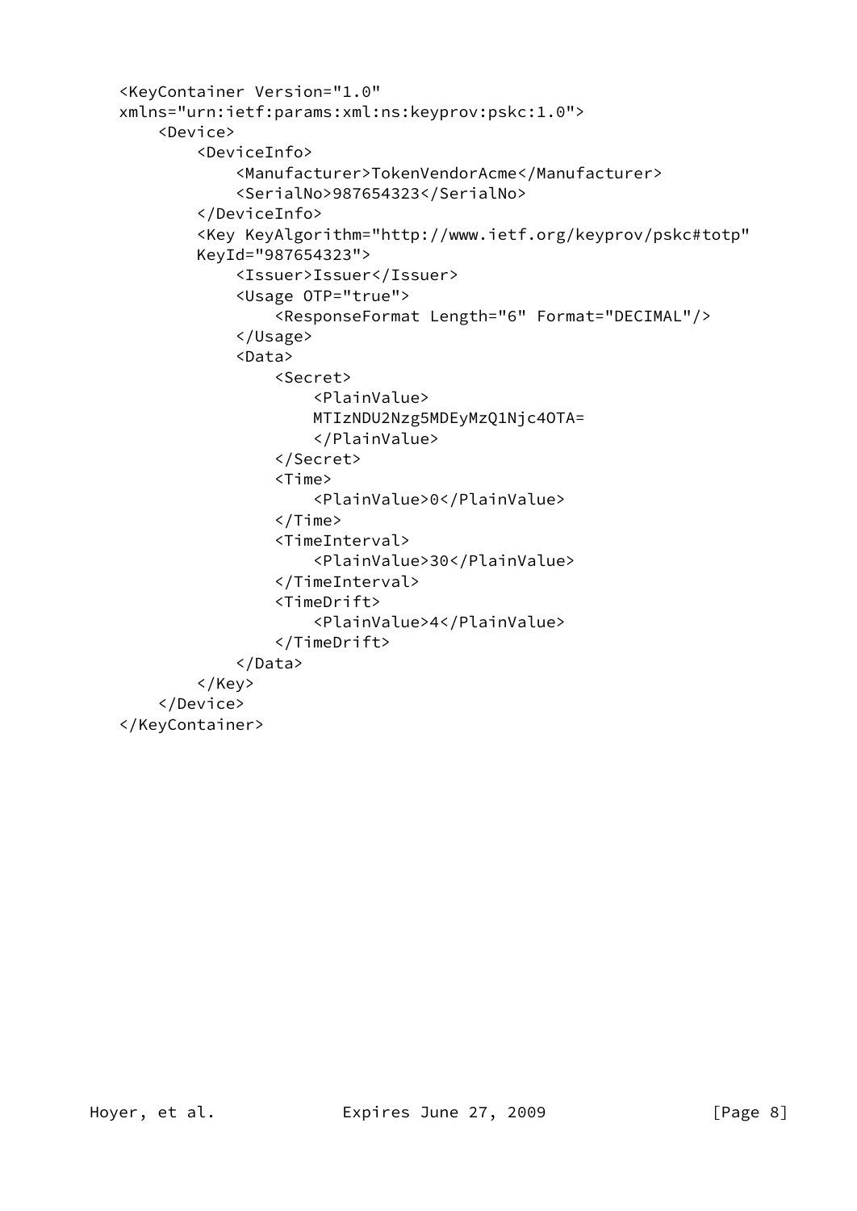```
<KeyContainer Version="1.0"
xmlns="urn:ietf:params:xml:ns:keyprov:pskc:1.0">
    <Device>
        <DeviceInfo>
            <Manufacturer>TokenVendorAcme</Manufacturer>
            <SerialNo>987654323</SerialNo>
        </DeviceInfo>
        <Key KeyAlgorithm="http://www.ietf.org/keyprov/pskc#totp"
        KeyId="987654323">
            <Issuer>Issuer</Issuer>
            <Usage OTP="true">
                <ResponseFormat Length="6" Format="DECIMAL"/>
            </Usage>
            <Data>
                <Secret>
                    <PlainValue>
                    MTIzNDU2Nzg5MDEyMzQ1Njc4OTA=
                    </PlainValue>
                </Secret>
                <Time>
                    <PlainValue>0</PlainValue>
                </Time>
                <TimeInterval>
                    <PlainValue>30</PlainValue>
                </TimeInterval>
                <TimeDrift>
                    <PlainValue>4</PlainValue>
                </TimeDrift>
            </Data>
        </Key>
    </Device>
</KeyContainer>
```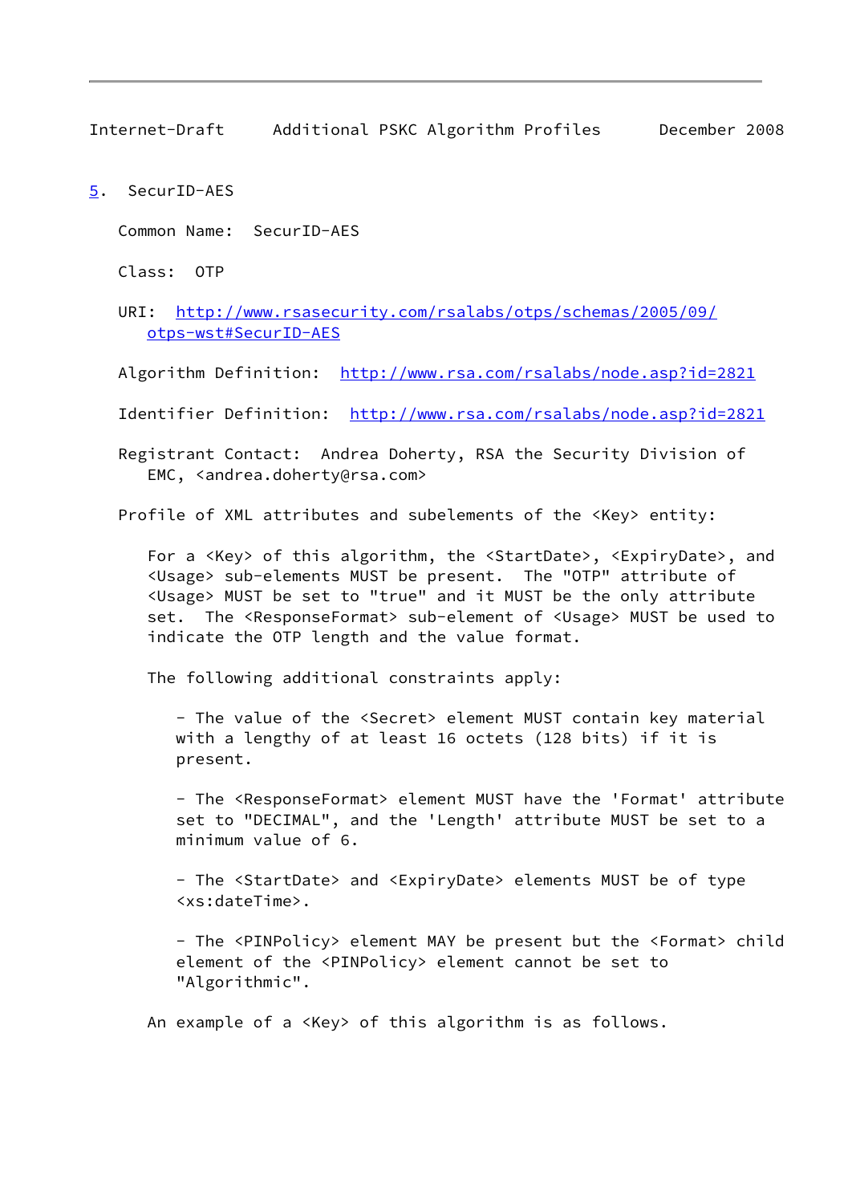## 5. SecurID-AES

Common Name: SecurID-AES

Class: OTP

URI: http://www.rsasecurity.com/rsalabs/otps/schemas/2005/09/otps-wst#SecurID-AES

Algorithm Definition: http://www.rsa.com/rsalabs/node.asp?id=2821

Identifier Definition: http://www.rsa.com/rsalabs/node.asp?id=2821

Registrant Contact: Andrea Doherty, RSA the Security Division of EMC, <andrea.doherty@rsa.com>

Profile of XML attributes and subelements of the <Key> entity:

For a <Key> of this algorithm, the <StartDate>, <ExpiryDate>, and <Usage> sub-elements MUST be present. The "OTP" attribute of <Usage> MUST be set to "true" and it MUST be the only attribute set. The <ResponseFormat> sub-element of <Usage> MUST be used to indicate the OTP length and the value format.

The following additional constraints apply:

- The value of the <Secret> element MUST contain key material with a lengthy of at least 16 octets (128 bits) if it is present.

- The <ResponseFormat> element MUST have the 'Format' attribute set to "DECIMAL", and the 'Length' attribute MUST be set to a minimum value of 6.

- The <StartDate> and <ExpiryDate> elements MUST be of type <xs:dateTime>.

- The <PINPolicy> element MAY be present but the <Format> child element of the <PINPolicy> element cannot be set to "Algorithmic".

An example of a <Key> of this algorithm is as follows.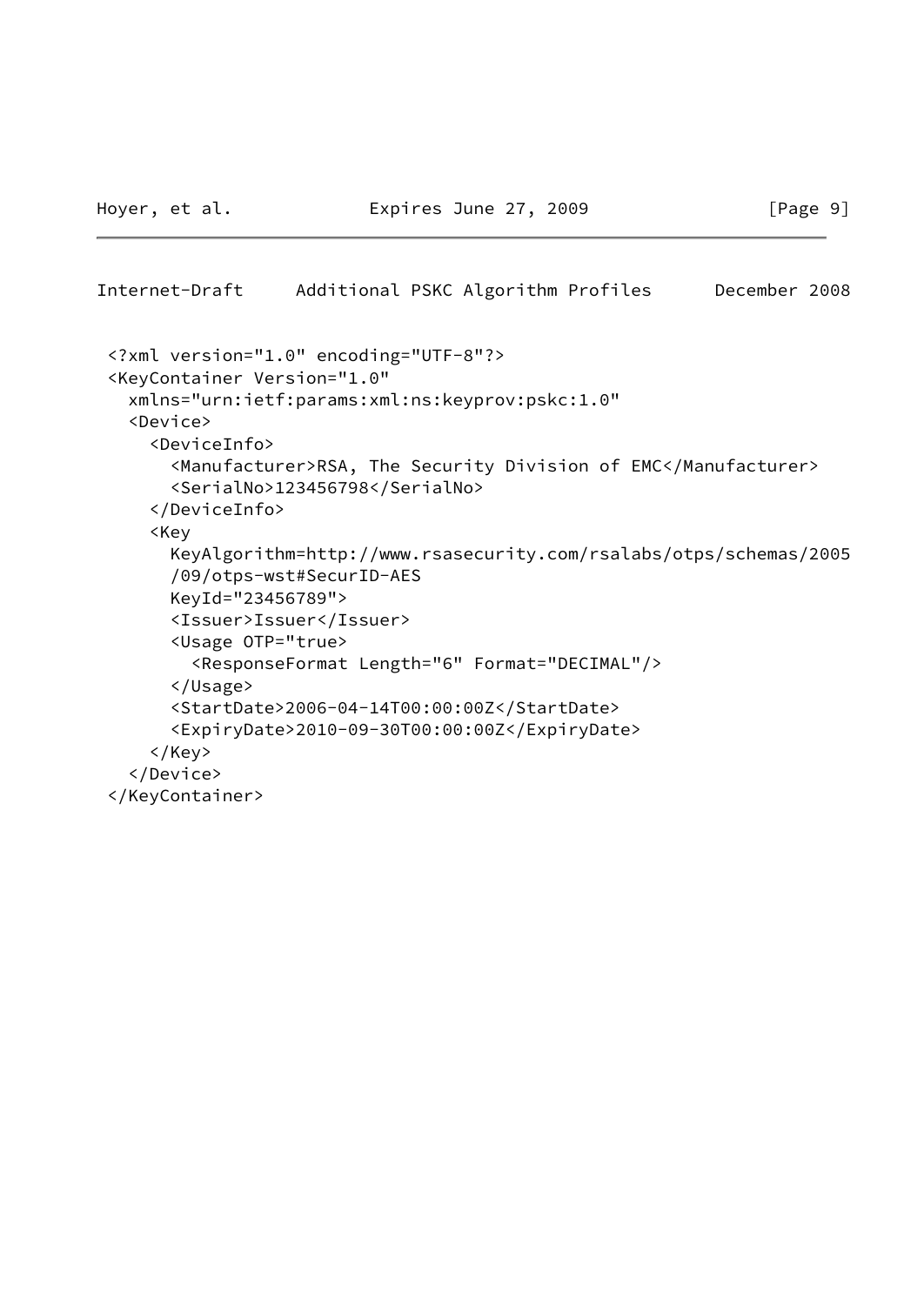```
<?xml version="1.0" encoding="UTF-8"?>
<KeyContainer Version="1.0"
  xmlns="urn:ietf:params:xml:ns:keyprov:pskc:1.0"
  <Device>
    <DeviceInfo>
      <Manufacturer>RSA, The Security Division of EMC</Manufacturer>
      <SerialNo>123456798</SerialNo>
    </DeviceInfo>
    <Key
      KeyAlgorithm=http://www.rsasecurity.com/rsalabs/otps/schemas/2005
      /09/otps-wst#SecurID-AES
      KeyId="23456789">
      <Issuer>Issuer</Issuer>
      <Usage OTP="true">
        <ResponseFormat Length="6" Format="DECIMAL"/>
      </Usage>
      <StartDate>2006-04-14T00:00:00Z</StartDate>
      <ExpiryDate>2010-09-30T00:00:00Z</ExpiryDate>
    </Key>
  </Device>
</KeyContainer>
```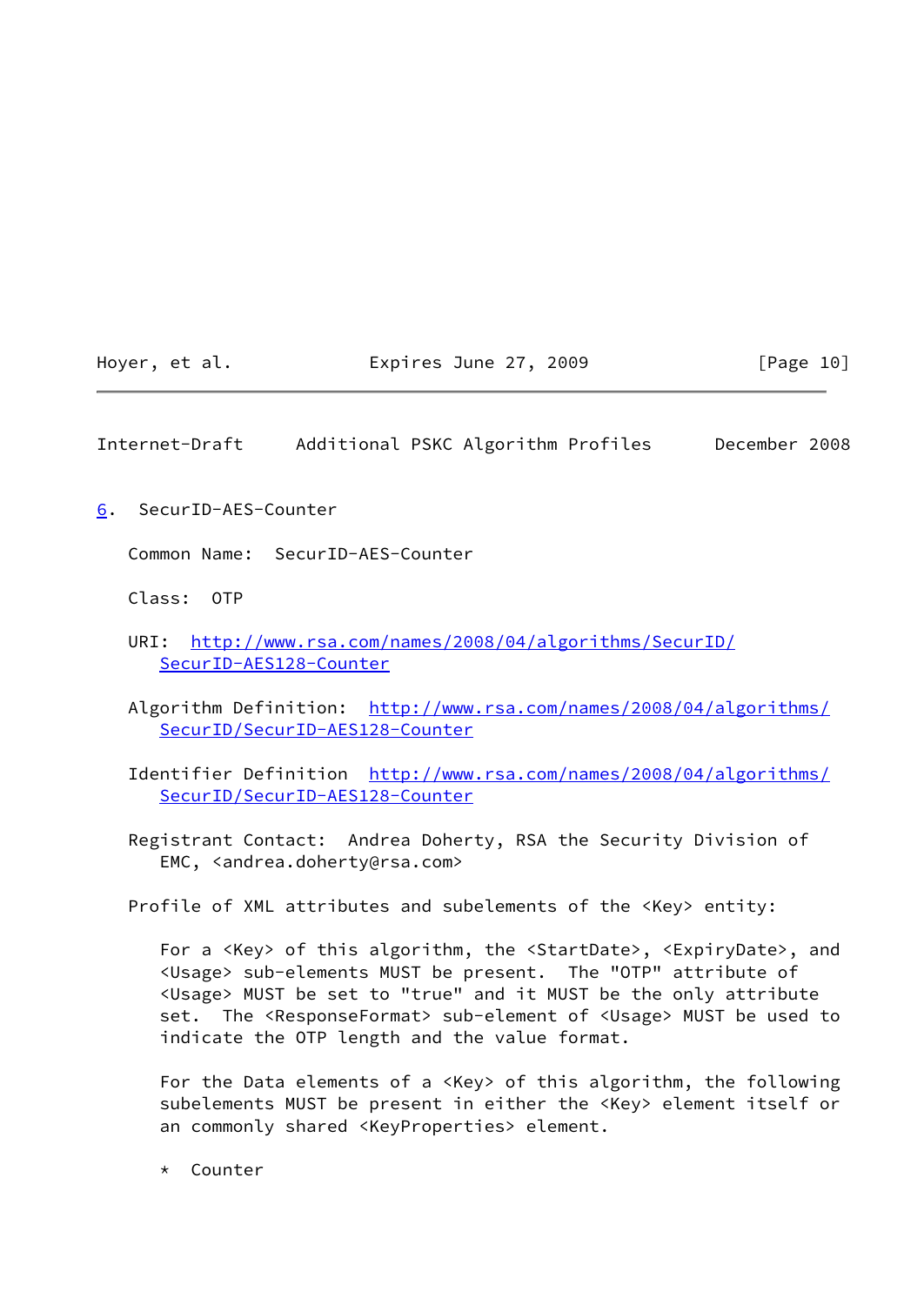## 6. SecurID-AES-Counter

Common Name: SecurID-AES-Counter

Class: OTP

URI: http://www.rsa.com/names/2008/04/algorithms/SecurID/SecurID-AES128-Counter

Algorithm Definition: http://www.rsa.com/names/2008/04/algorithms/SecurID/SecurID-AES128-Counter

Identifier Definition http://www.rsa.com/names/2008/04/algorithms/SecurID/SecurID-AES128-Counter

Registrant Contact: Andrea Doherty, RSA the Security Division of EMC, <andrea.doherty@rsa.com>

Profile of XML attributes and subelements of the <Key> entity:

For a <Key> of this algorithm, the <StartDate>, <ExpiryDate>, and <Usage> sub-elements MUST be present. The "OTP" attribute of <Usage> MUST be set to "true" and it MUST be the only attribute set. The <ResponseFormat> sub-element of <Usage> MUST be used to indicate the OTP length and the value format.

For the Data elements of a <Key> of this algorithm, the following subelements MUST be present in either the <Key> element itself or an commonly shared <KeyProperties> element.

* Counter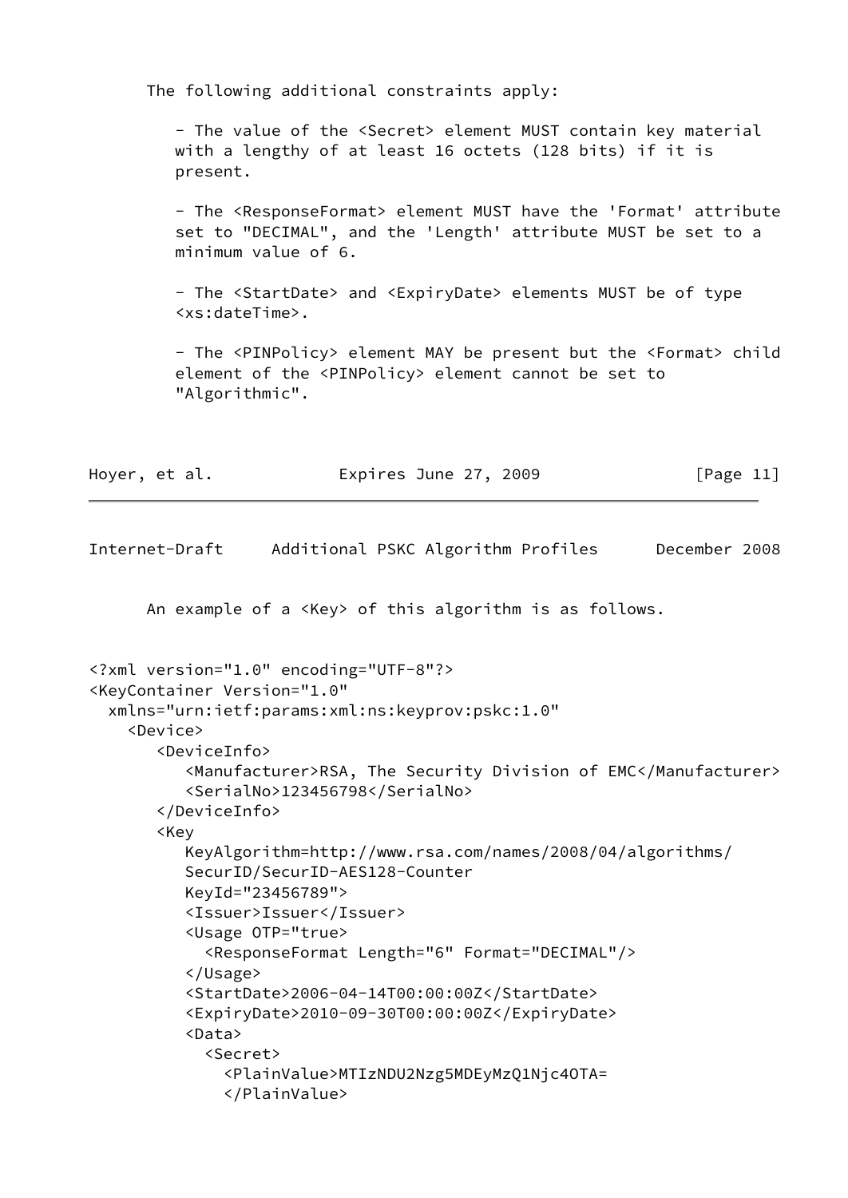The following additional constraints apply:

- The value of the <Secret> element MUST contain key material with a lengthy of at least 16 octets (128 bits) if it is present.

- The <ResponseFormat> element MUST have the 'Format' attribute set to "DECIMAL", and the 'Length' attribute MUST be set to a minimum value of 6.

- The <StartDate> and <ExpiryDate> elements MUST be of type <xs:dateTime>.

- The <PINPolicy> element MAY be present but the <Format> child element of the <PINPolicy> element cannot be set to "Algorithmic".

An example of a <Key> of this algorithm is as follows.

```
<?xml version="1.0" encoding="UTF-8"?>
<KeyContainer Version="1.0"
  xmlns="urn:ietf:params:xml:ns:keyprov:pskc:1.0"
    <Device>
       <DeviceInfo>
          <Manufacturer>RSA, The Security Division of EMC</Manufacturer>
          <SerialNo>123456798</SerialNo>
       </DeviceInfo>
       <Key
          KeyAlgorithm=http://www.rsa.com/names/2008/04/algorithms/
          SecurID/SecurID-AES128-Counter
          KeyId="23456789">
          <Issuer>Issuer</Issuer>
          <Usage OTP="true">
            <ResponseFormat Length="6" Format="DECIMAL"/>
          </Usage>
          <StartDate>2006-04-14T00:00:00Z</StartDate>
          <ExpiryDate>2010-09-30T00:00:00Z</ExpiryDate>
          <Data>
            <Secret>
              <PlainValue>MTIzNDU2Nzg5MDEyMzQ1Njc4OTA=
              </PlainValue>
```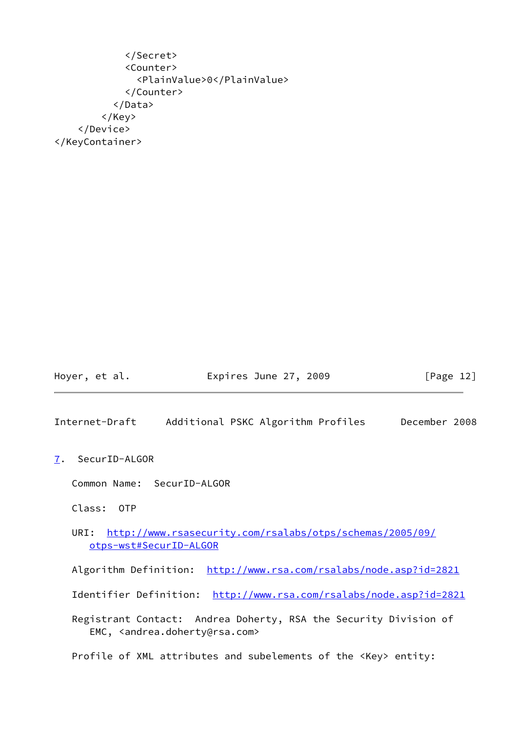```
            </Secret>
            <Counter>
              <PlainValue>0</PlainValue>
            </Counter>
          </Data>
        </Key>
    </Device>
</KeyContainer>
```

## 7. SecurID-ALGOR

Common Name: SecurID-ALGOR

Class: OTP

URI: http://www.rsasecurity.com/rsalabs/otps/schemas/2005/09/otps-wst#SecurID-ALGOR

Algorithm Definition: http://www.rsa.com/rsalabs/node.asp?id=2821

Identifier Definition: http://www.rsa.com/rsalabs/node.asp?id=2821

Registrant Contact: Andrea Doherty, RSA the Security Division of EMC, <andrea.doherty@rsa.com>

Profile of XML attributes and subelements of the <Key> entity: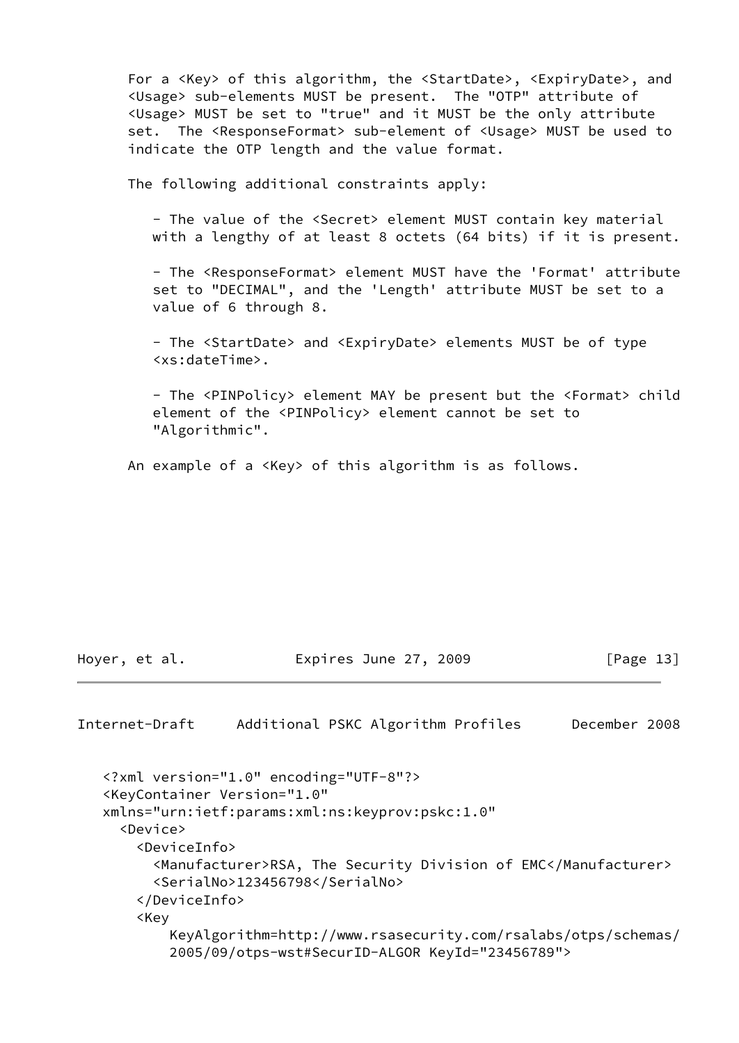For a <Key> of this algorithm, the <StartDate>, <ExpiryDate>, and <Usage> sub-elements MUST be present. The "OTP" attribute of <Usage> MUST be set to "true" and it MUST be the only attribute set. The <ResponseFormat> sub-element of <Usage> MUST be used to indicate the OTP length and the value format.

The following additional constraints apply:

- The value of the <Secret> element MUST contain key material with a lengthy of at least 8 octets (64 bits) if it is present.

- The <ResponseFormat> element MUST have the 'Format' attribute set to "DECIMAL", and the 'Length' attribute MUST be set to a value of 6 through 8.

- The <StartDate> and <ExpiryDate> elements MUST be of type <xs:dateTime>.

- The <PINPolicy> element MAY be present but the <Format> child element of the <PINPolicy> element cannot be set to "Algorithmic".

An example of a <Key> of this algorithm is as follows.

```
<?xml version="1.0" encoding="UTF-8"?>
<KeyContainer Version="1.0"
xmlns="urn:ietf:params:xml:ns:keyprov:pskc:1.0"
  <Device>
    <DeviceInfo>
      <Manufacturer>RSA, The Security Division of EMC</Manufacturer>
      <SerialNo>123456798</SerialNo>
    </DeviceInfo>
    <Key
        KeyAlgorithm=http://www.rsasecurity.com/rsalabs/otps/schemas/
        2005/09/otps-wst#SecurID-ALGOR KeyId="23456789">
```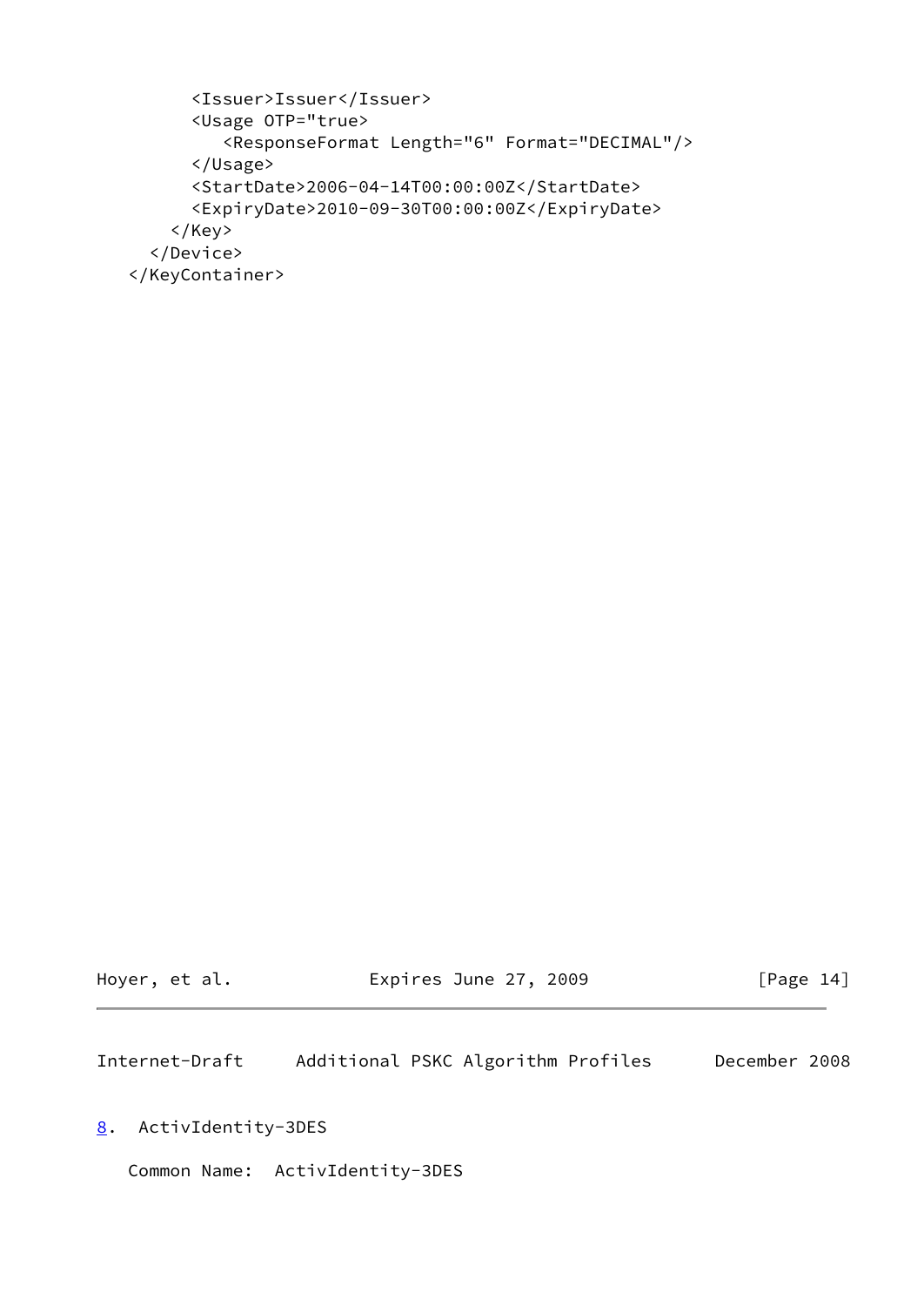```
        <Issuer>Issuer</Issuer>
        <Usage OTP="true">
           <ResponseFormat Length="6" Format="DECIMAL"/>
        </Usage>
        <StartDate>2006-04-14T00:00:00Z</StartDate>
        <ExpiryDate>2010-09-30T00:00:00Z</ExpiryDate>
      </Key>
    </Device>
  </KeyContainer>
```

## 8. ActivIdentity-3DES

Common Name: ActivIdentity-3DES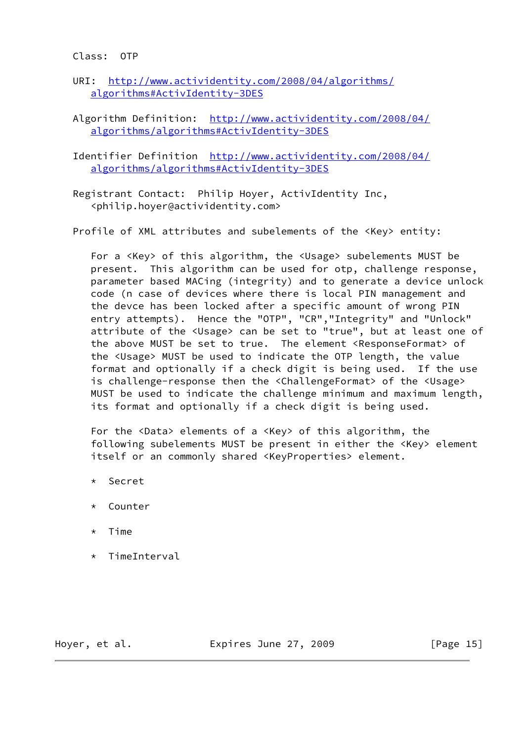Class: OTP

URI: http://www.actividentity.com/2008/04/algorithms/algorithms#ActivIdentity-3DES

Algorithm Definition: http://www.actividentity.com/2008/04/algorithms/algorithms#ActivIdentity-3DES

Identifier Definition http://www.actividentity.com/2008/04/algorithms/algorithms#ActivIdentity-3DES

Registrant Contact: Philip Hoyer, ActivIdentity Inc, <philip.hoyer@actividentity.com>

Profile of XML attributes and subelements of the <Key> entity:

For a <Key> of this algorithm, the <Usage> subelements MUST be present. This algorithm can be used for otp, challenge response, parameter based MACing (integrity) and to generate a device unlock code (n case of devices where there is local PIN management and the devce has been locked after a specific amount of wrong PIN entry attempts). Hence the "OTP", "CR","Integrity" and "Unlock" attribute of the <Usage> can be set to "true", but at least one of the above MUST be set to true. The element <ResponseFormat> of the <Usage> MUST be used to indicate the OTP length, the value format and optionally if a check digit is being used. If the use is challenge-response then the <ChallengeFormat> of the <Usage> MUST be used to indicate the challenge minimum and maximum length, its format and optionally if a check digit is being used.

For the <Data> elements of a <Key> of this algorithm, the following subelements MUST be present in either the <Key> element itself or an commonly shared <KeyProperties> element.

* Secret

* Counter

* Time

* TimeInterval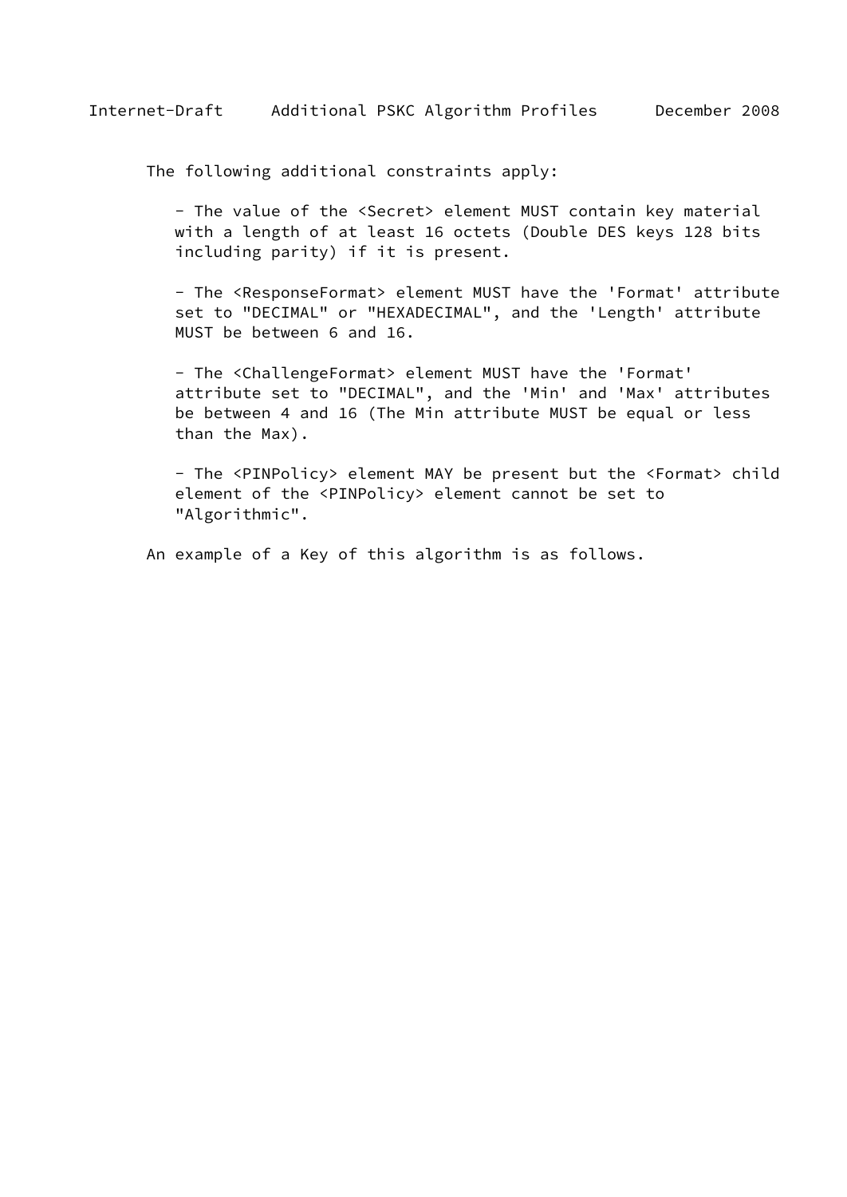The following additional constraints apply:

- The value of the <Secret> element MUST contain key material with a length of at least 16 octets (Double DES keys 128 bits including parity) if it is present.

- The <ResponseFormat> element MUST have the 'Format' attribute set to "DECIMAL" or "HEXADECIMAL", and the 'Length' attribute MUST be between 6 and 16.

- The <ChallengeFormat> element MUST have the 'Format' attribute set to "DECIMAL", and the 'Min' and 'Max' attributes be between 4 and 16 (The Min attribute MUST be equal or less than the Max).

- The <PINPolicy> element MAY be present but the <Format> child element of the <PINPolicy> element cannot be set to "Algorithmic".

An example of a Key of this algorithm is as follows.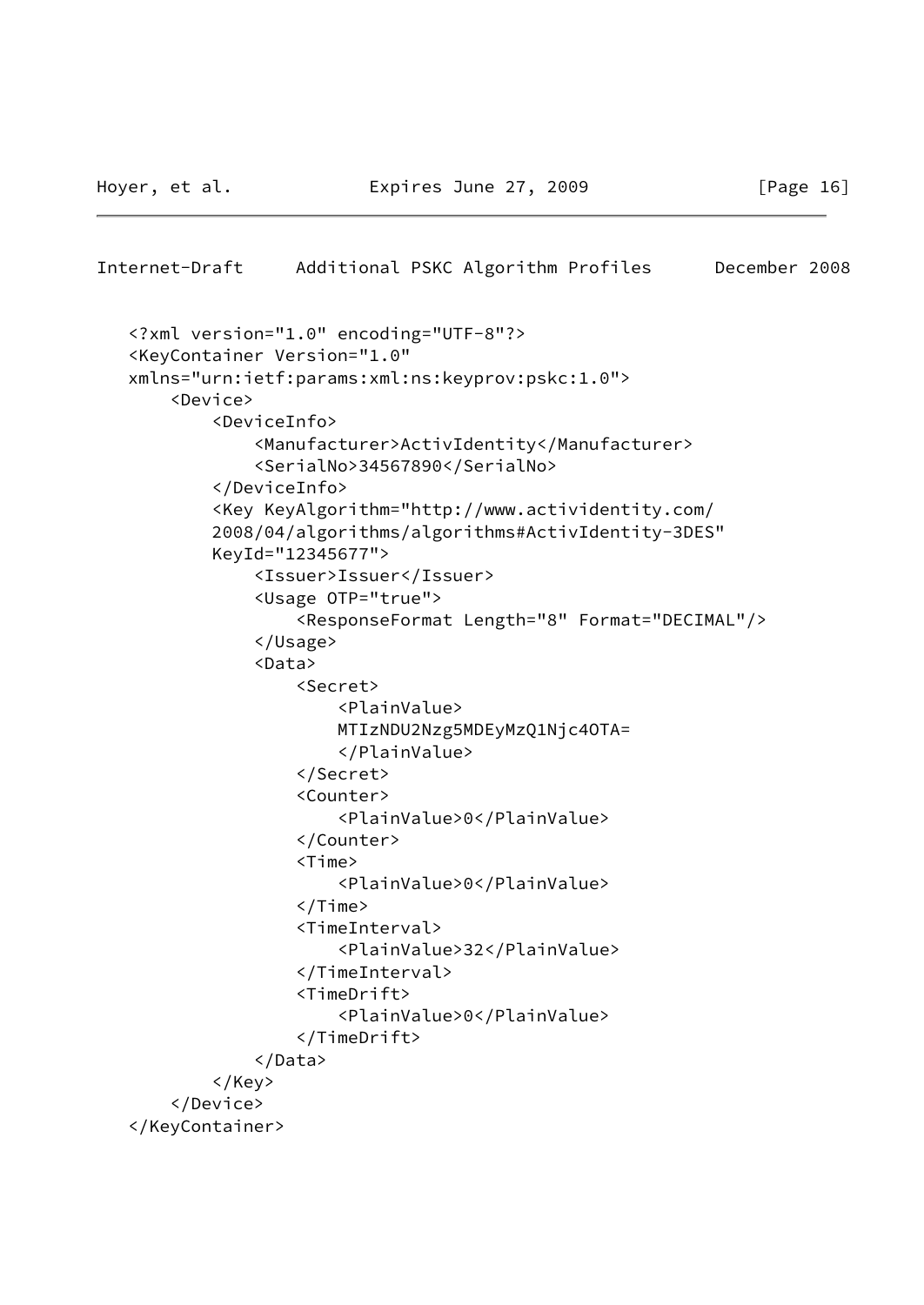```
<?xml version="1.0" encoding="UTF-8"?>
<KeyContainer Version="1.0"
xmlns="urn:ietf:params:xml:ns:keyprov:pskc:1.0">
    <Device>
        <DeviceInfo>
            <Manufacturer>ActivIdentity</Manufacturer>
            <SerialNo>34567890</SerialNo>
        </DeviceInfo>
        <Key KeyAlgorithm="http://www.actividentity.com/
        2008/04/algorithms/algorithms#ActivIdentity-3DES"
        KeyId="12345677">
            <Issuer>Issuer</Issuer>
            <Usage OTP="true">
                <ResponseFormat Length="8" Format="DECIMAL"/>
            </Usage>
            <Data>
                <Secret>
                    <PlainValue>
                    MTIzNDU2Nzg5MDEyMzQ1Njc4OTA=
                    </PlainValue>
                </Secret>
                <Counter>
                    <PlainValue>0</PlainValue>
                </Counter>
                <Time>
                    <PlainValue>0</PlainValue>
                </Time>
                <TimeInterval>
                    <PlainValue>32</PlainValue>
                </TimeInterval>
                <TimeDrift>
                    <PlainValue>0</PlainValue>
                </TimeDrift>
            </Data>
        </Key>
    </Device>
</KeyContainer>
```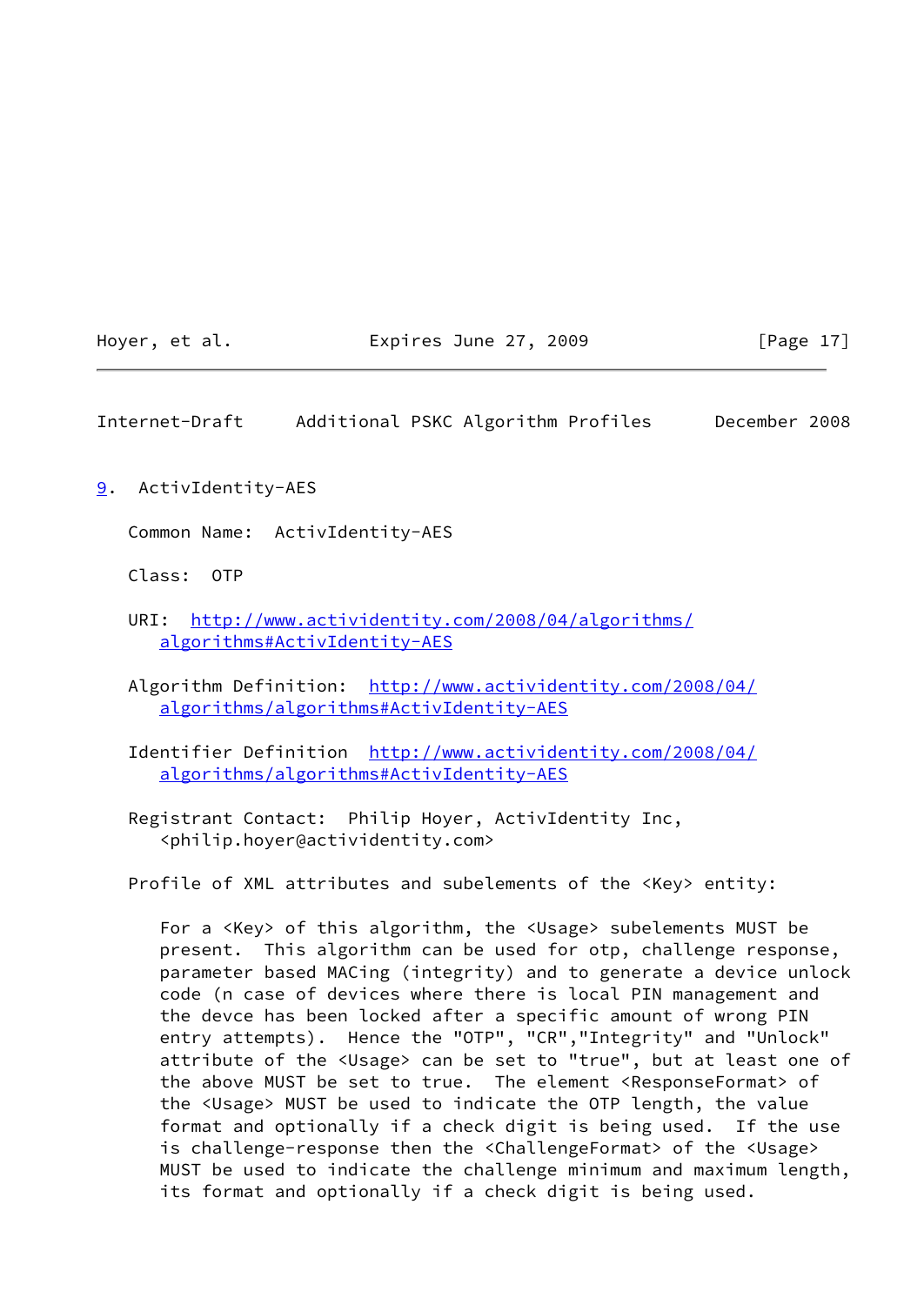# 9. ActivIdentity-AES

Common Name: ActivIdentity-AES

Class: OTP

URI: http://www.actividentity.com/2008/04/algorithms/algorithms#ActivIdentity-AES

Algorithm Definition: http://www.actividentity.com/2008/04/algorithms/algorithms#ActivIdentity-AES

Identifier Definition http://www.actividentity.com/2008/04/algorithms/algorithms#ActivIdentity-AES

Registrant Contact: Philip Hoyer, ActivIdentity Inc, <philip.hoyer@actividentity.com>

Profile of XML attributes and subelements of the <Key> entity:

For a <Key> of this algorithm, the <Usage> subelements MUST be present. This algorithm can be used for otp, challenge response, parameter based MACing (integrity) and to generate a device unlock code (n case of devices where there is local PIN management and the devce has been locked after a specific amount of wrong PIN entry attempts). Hence the "OTP", "CR","Integrity" and "Unlock" attribute of the <Usage> can be set to "true", but at least one of the above MUST be set to true. The element <ResponseFormat> of the <Usage> MUST be used to indicate the OTP length, the value format and optionally if a check digit is being used. If the use is challenge-response then the <ChallengeFormat> of the <Usage> MUST be used to indicate the challenge minimum and maximum length, its format and optionally if a check digit is being used.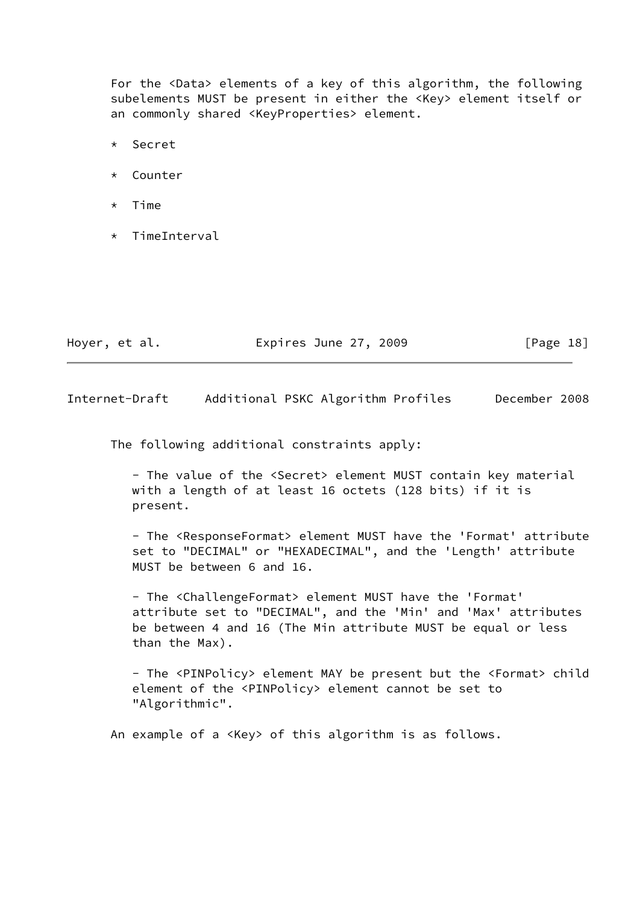For the <Data> elements of a key of this algorithm, the following subelements MUST be present in either the <Key> element itself or an commonly shared <KeyProperties> element.

* Secret

* Counter

* Time

* TimeInterval

The following additional constraints apply:

- The value of the <Secret> element MUST contain key material with a length of at least 16 octets (128 bits) if it is present.

- The <ResponseFormat> element MUST have the 'Format' attribute set to "DECIMAL" or "HEXADECIMAL", and the 'Length' attribute MUST be between 6 and 16.

- The <ChallengeFormat> element MUST have the 'Format' attribute set to "DECIMAL", and the 'Min' and 'Max' attributes be between 4 and 16 (The Min attribute MUST be equal or less than the Max).

- The <PINPolicy> element MAY be present but the <Format> child element of the <PINPolicy> element cannot be set to "Algorithmic".

An example of a <Key> of this algorithm is as follows.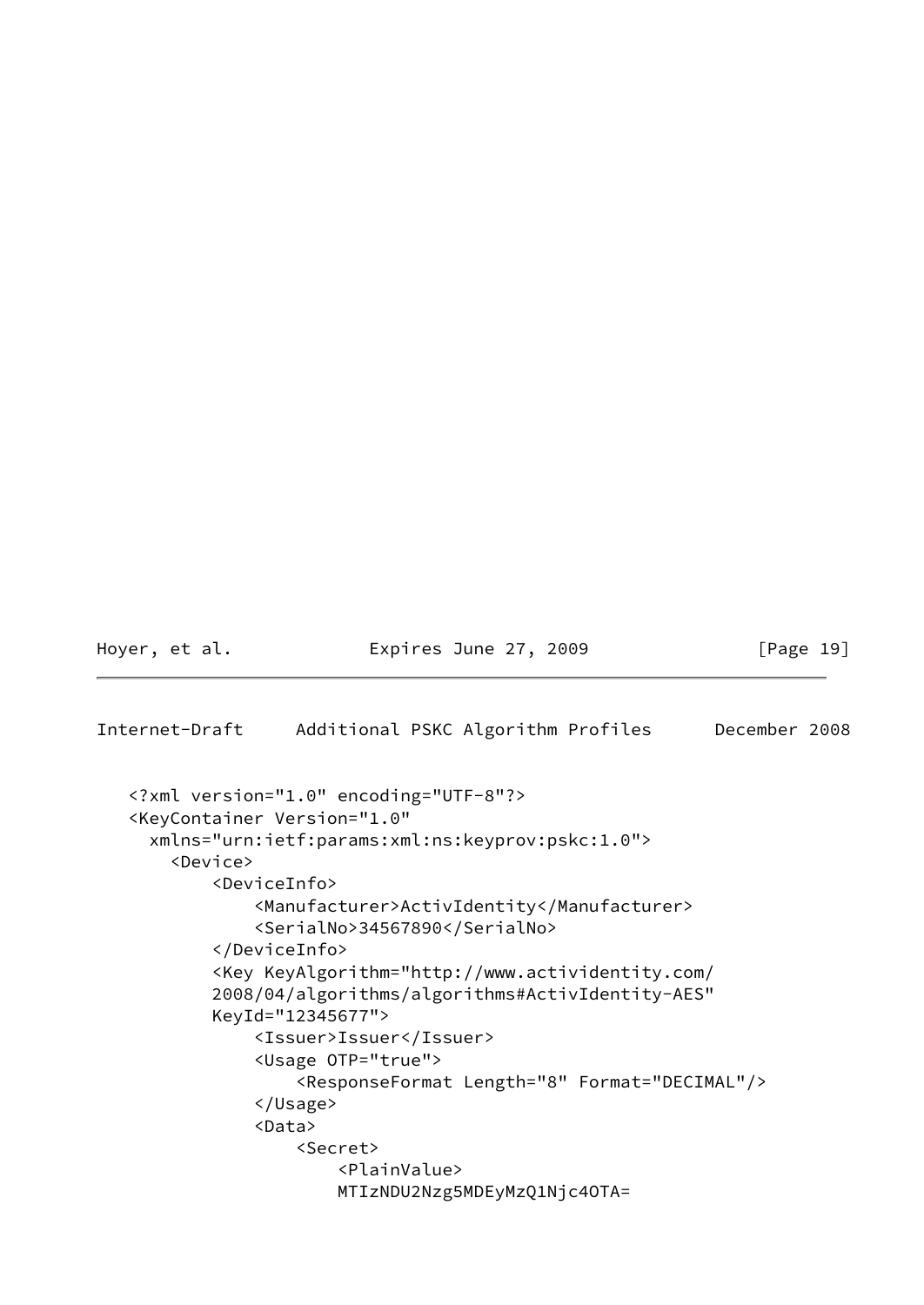```
<?xml version="1.0" encoding="UTF-8"?>
<KeyContainer Version="1.0"
  xmlns="urn:ietf:params:xml:ns:keyprov:pskc:1.0">
    <Device>
        <DeviceInfo>
            <Manufacturer>ActivIdentity</Manufacturer>
            <SerialNo>34567890</SerialNo>
        </DeviceInfo>
        <Key KeyAlgorithm="http://www.actividentity.com/
        2008/04/algorithms/algorithms#ActivIdentity-AES"
        KeyId="12345677">
            <Issuer>Issuer</Issuer>
            <Usage OTP="true">
                <ResponseFormat Length="8" Format="DECIMAL"/>
            </Usage>
            <Data>
                <Secret>
                    <PlainValue>
                    MTIzNDU2Nzg5MDEyMzQ1Njc4OTA=
```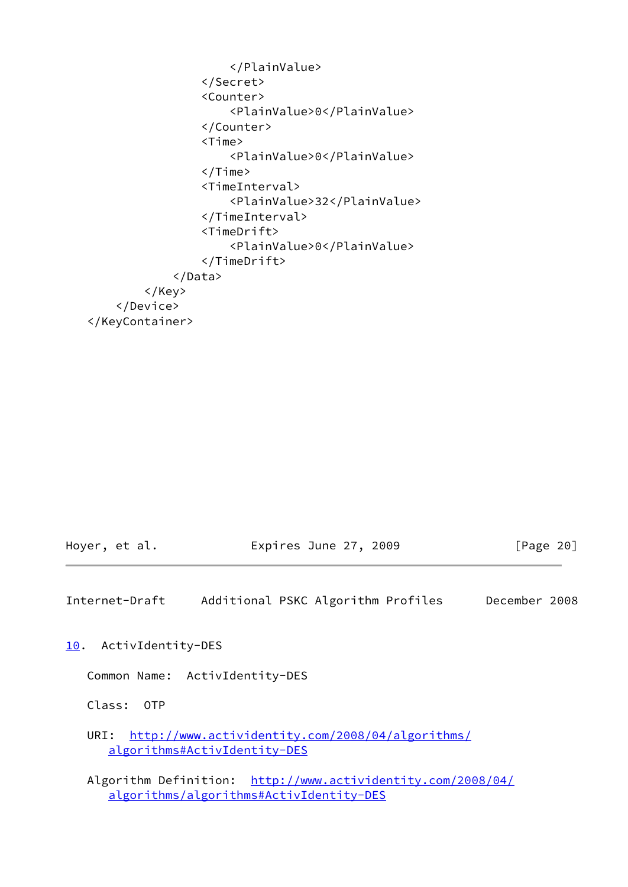```
                        </PlainValue>
                    </Secret>
                    <Counter>
                        <PlainValue>0</PlainValue>
                    </Counter>
                    <Time>
                        <PlainValue>0</PlainValue>
                    </Time>
                    <TimeInterval>
                        <PlainValue>32</PlainValue>
                    </TimeInterval>
                    <TimeDrift>
                        <PlainValue>0</PlainValue>
                    </TimeDrift>
                </Data>
            </Key>
        </Device>
    </KeyContainer>
```

## 10. ActivIdentity-DES

Common Name: ActivIdentity-DES

Class: OTP

URI: http://www.actividentity.com/2008/04/algorithms/algorithms#ActivIdentity-DES

Algorithm Definition: http://www.actividentity.com/2008/04/algorithms/algorithms#ActivIdentity-DES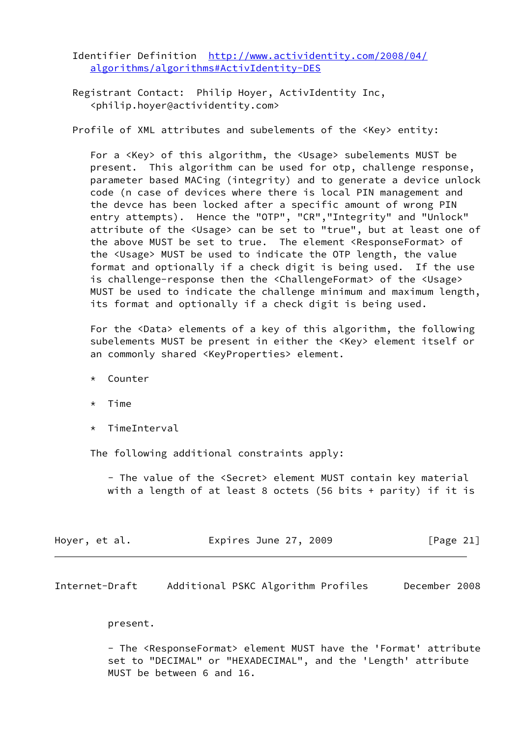Identifier Definition http://www.actividentity.com/2008/04/algorithms/algorithms#ActivIdentity-DES

Registrant Contact: Philip Hoyer, ActivIdentity Inc, <philip.hoyer@actividentity.com>

Profile of XML attributes and subelements of the <Key> entity:

For a <Key> of this algorithm, the <Usage> subelements MUST be present. This algorithm can be used for otp, challenge response, parameter based MACing (integrity) and to generate a device unlock code (n case of devices where there is local PIN management and the devce has been locked after a specific amount of wrong PIN entry attempts). Hence the "OTP", "CR","Integrity" and "Unlock" attribute of the <Usage> can be set to "true", but at least one of the above MUST be set to true. The element <ResponseFormat> of the <Usage> MUST be used to indicate the OTP length, the value format and optionally if a check digit is being used. If the use is challenge-response then the <ChallengeFormat> of the <Usage> MUST be used to indicate the challenge minimum and maximum length, its format and optionally if a check digit is being used.

For the <Data> elements of a key of this algorithm, the following subelements MUST be present in either the <Key> element itself or an commonly shared <KeyProperties> element.

* Counter

* Time

* TimeInterval

The following additional constraints apply:

- The value of the <Secret> element MUST contain key material with a length of at least 8 octets (56 bits + parity) if it is present.

- The <ResponseFormat> element MUST have the 'Format' attribute set to "DECIMAL" or "HEXADECIMAL", and the 'Length' attribute MUST be between 6 and 16.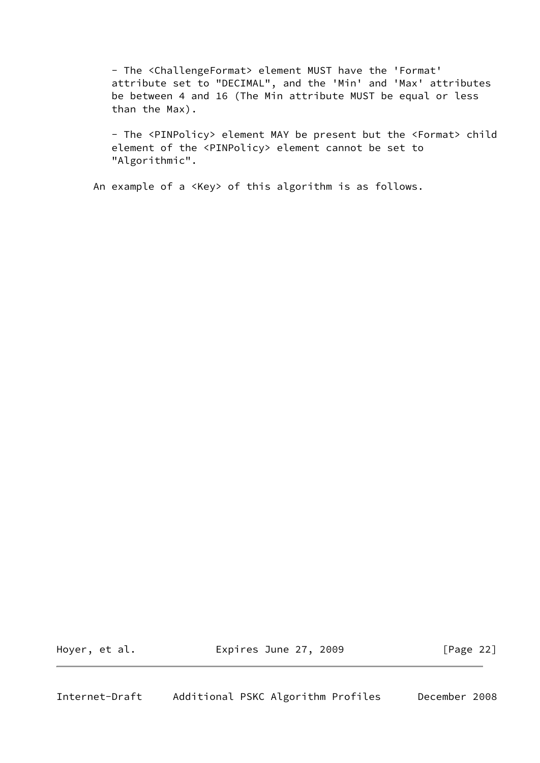- The <ChallengeFormat> element MUST have the 'Format' attribute set to "DECIMAL", and the 'Min' and 'Max' attributes be between 4 and 16 (The Min attribute MUST be equal or less than the Max).

- The <PINPolicy> element MAY be present but the <Format> child element of the <PINPolicy> element cannot be set to "Algorithmic".

An example of a <Key> of this algorithm is as follows.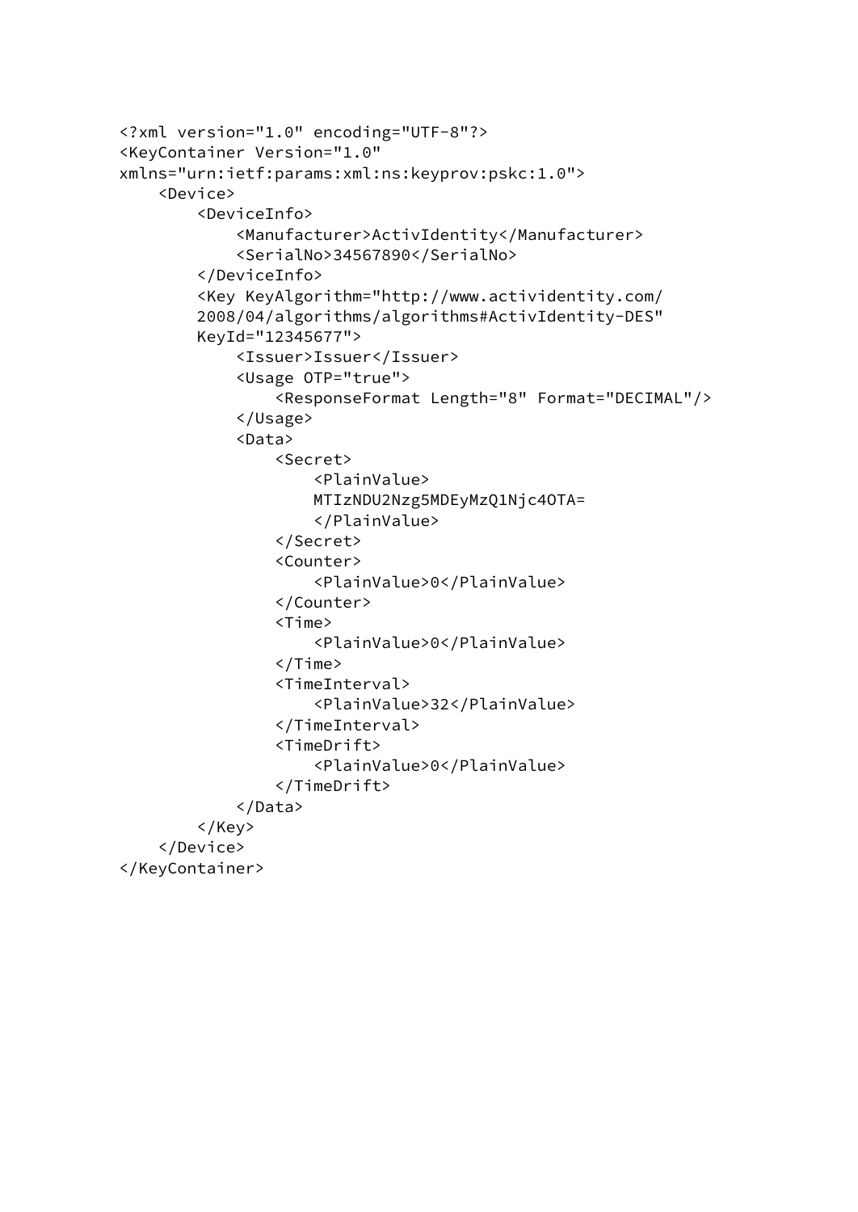```
<?xml version="1.0" encoding="UTF-8"?>
<KeyContainer Version="1.0"
xmlns="urn:ietf:params:xml:ns:keyprov:pskc:1.0">
    <Device>
        <DeviceInfo>
            <Manufacturer>ActivIdentity</Manufacturer>
            <SerialNo>34567890</SerialNo>
        </DeviceInfo>
        <Key KeyAlgorithm="http://www.actividentity.com/
        2008/04/algorithms/algorithms#ActivIdentity-DES"
        KeyId="12345677">
            <Issuer>Issuer</Issuer>
            <Usage OTP="true">
                <ResponseFormat Length="8" Format="DECIMAL"/>
            </Usage>
            <Data>
                <Secret>
                    <PlainValue>
                    MTIzNDU2Nzg5MDEyMzQ1Njc4OTA=
                    </PlainValue>
                </Secret>
                <Counter>
                    <PlainValue>0</PlainValue>
                </Counter>
                <Time>
                    <PlainValue>0</PlainValue>
                </Time>
                <TimeInterval>
                    <PlainValue>32</PlainValue>
                </TimeInterval>
                <TimeDrift>
                    <PlainValue>0</PlainValue>
                </TimeDrift>
            </Data>
        </Key>
    </Device>
</KeyContainer>
```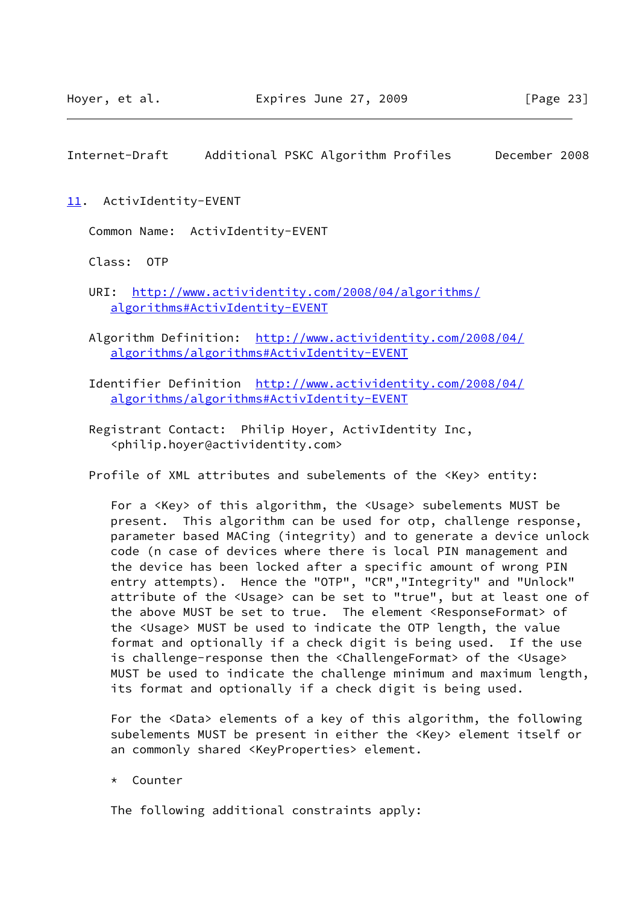## 11. ActivIdentity-EVENT

Common Name: ActivIdentity-EVENT

Class: OTP

URI: http://www.actividentity.com/2008/04/algorithms/algorithms#ActivIdentity-EVENT

Algorithm Definition: http://www.actividentity.com/2008/04/algorithms/algorithms#ActivIdentity-EVENT

Identifier Definition http://www.actividentity.com/2008/04/algorithms/algorithms#ActivIdentity-EVENT

Registrant Contact: Philip Hoyer, ActivIdentity Inc, <philip.hoyer@actividentity.com>

Profile of XML attributes and subelements of the <Key> entity:

For a <Key> of this algorithm, the <Usage> subelements MUST be present. This algorithm can be used for otp, challenge response, parameter based MACing (integrity) and to generate a device unlock code (n case of devices where there is local PIN management and the device has been locked after a specific amount of wrong PIN entry attempts). Hence the "OTP", "CR","Integrity" and "Unlock" attribute of the <Usage> can be set to "true", but at least one of the above MUST be set to true. The element <ResponseFormat> of the <Usage> MUST be used to indicate the OTP length, the value format and optionally if a check digit is being used. If the use is challenge-response then the <ChallengeFormat> of the <Usage> MUST be used to indicate the challenge minimum and maximum length, its format and optionally if a check digit is being used.

For the <Data> elements of a key of this algorithm, the following subelements MUST be present in either the <Key> element itself or an commonly shared <KeyProperties> element.

* Counter

The following additional constraints apply: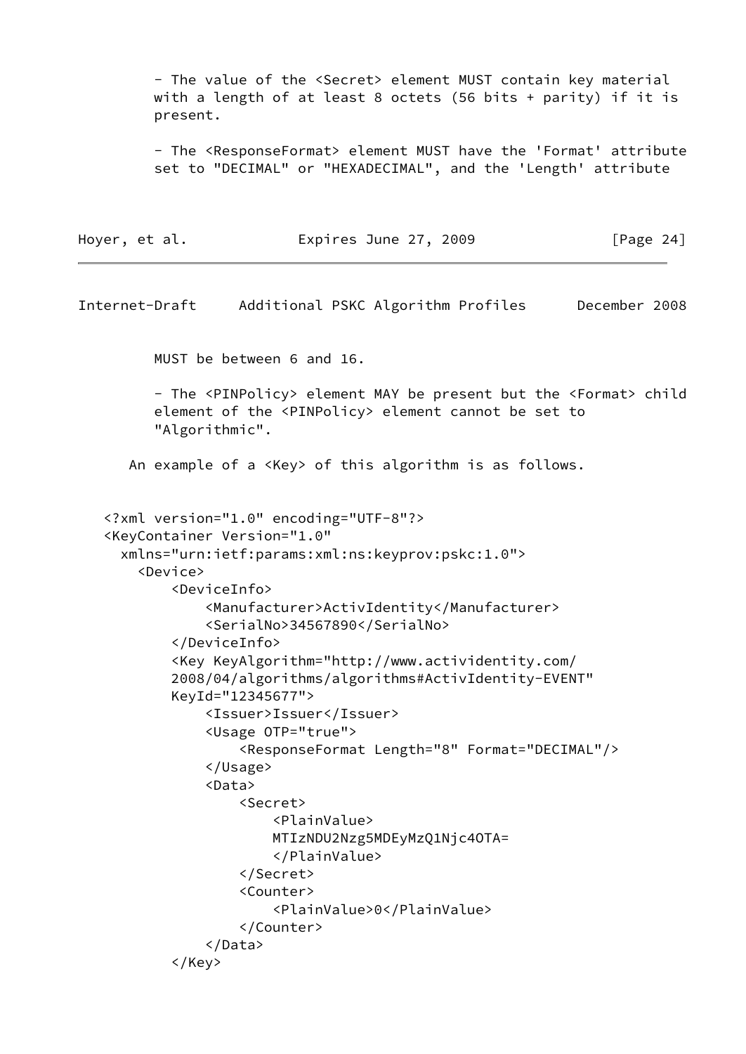- The value of the <Secret> element MUST contain key material with a length of at least 8 octets (56 bits + parity) if it is present.

- The <ResponseFormat> element MUST have the 'Format' attribute set to "DECIMAL" or "HEXADECIMAL", and the 'Length' attribute MUST be between 6 and 16.

- The <PINPolicy> element MAY be present but the <Format> child element of the <PINPolicy> element cannot be set to "Algorithmic".

An example of a <Key> of this algorithm is as follows.

```
<?xml version="1.0" encoding="UTF-8"?>
<KeyContainer Version="1.0"
  xmlns="urn:ietf:params:xml:ns:keyprov:pskc:1.0">
    <Device>
        <DeviceInfo>
            <Manufacturer>ActivIdentity</Manufacturer>
            <SerialNo>34567890</SerialNo>
        </DeviceInfo>
        <Key KeyAlgorithm="http://www.actividentity.com/
        2008/04/algorithms/algorithms#ActivIdentity-EVENT"
        KeyId="12345677">
            <Issuer>Issuer</Issuer>
            <Usage OTP="true">
                <ResponseFormat Length="8" Format="DECIMAL"/>
            </Usage>
            <Data>
                <Secret>
                    <PlainValue>
                    MTIzNDU2Nzg5MDEyMzQ1Njc4OTA=
                    </PlainValue>
                </Secret>
                <Counter>
                    <PlainValue>0</PlainValue>
                </Counter>
            </Data>
        </Key>
```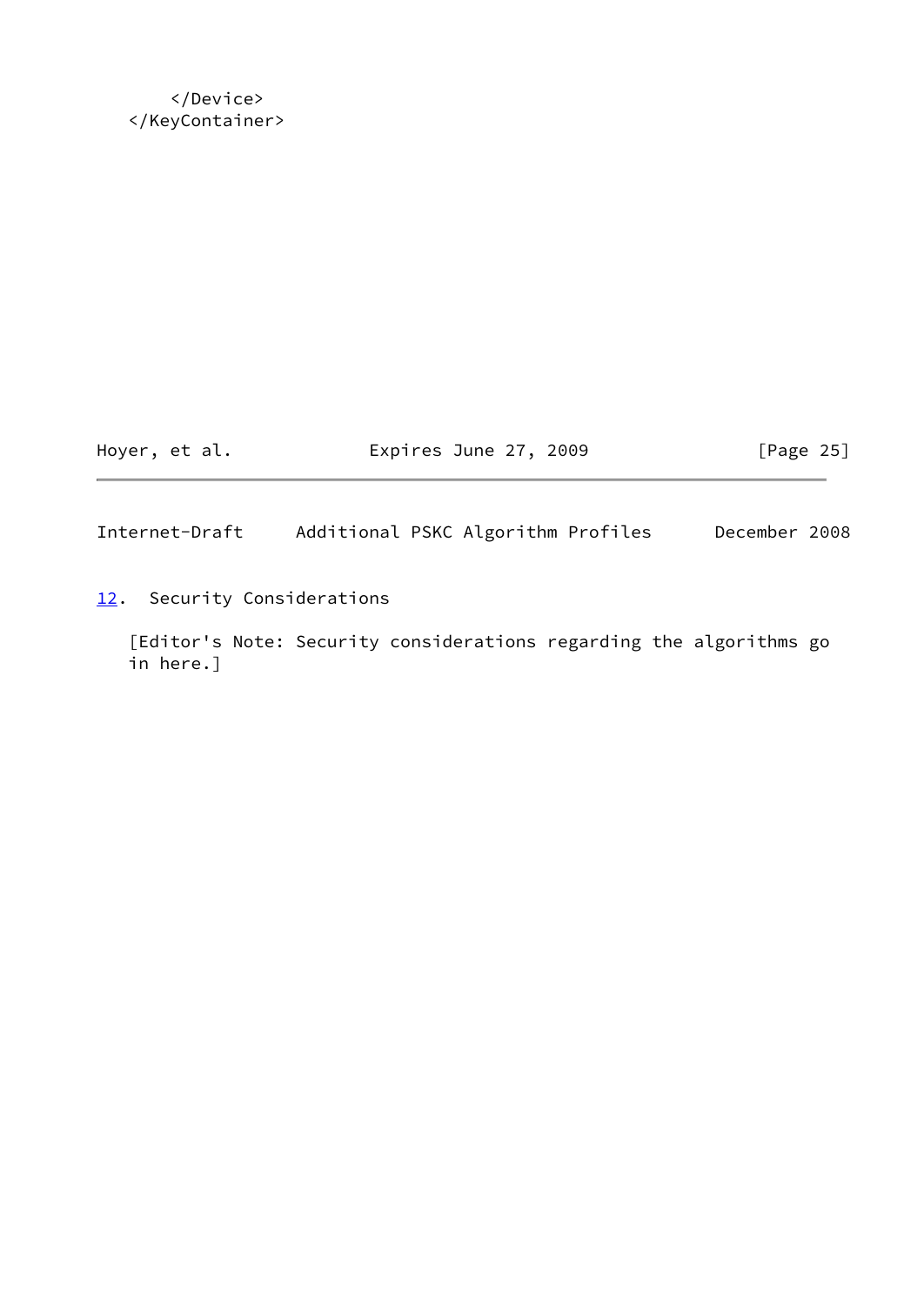```
      </Device>
   </KeyContainer>
```

## 12. Security Considerations

[Editor's Note: Security considerations regarding the algorithms go in here.]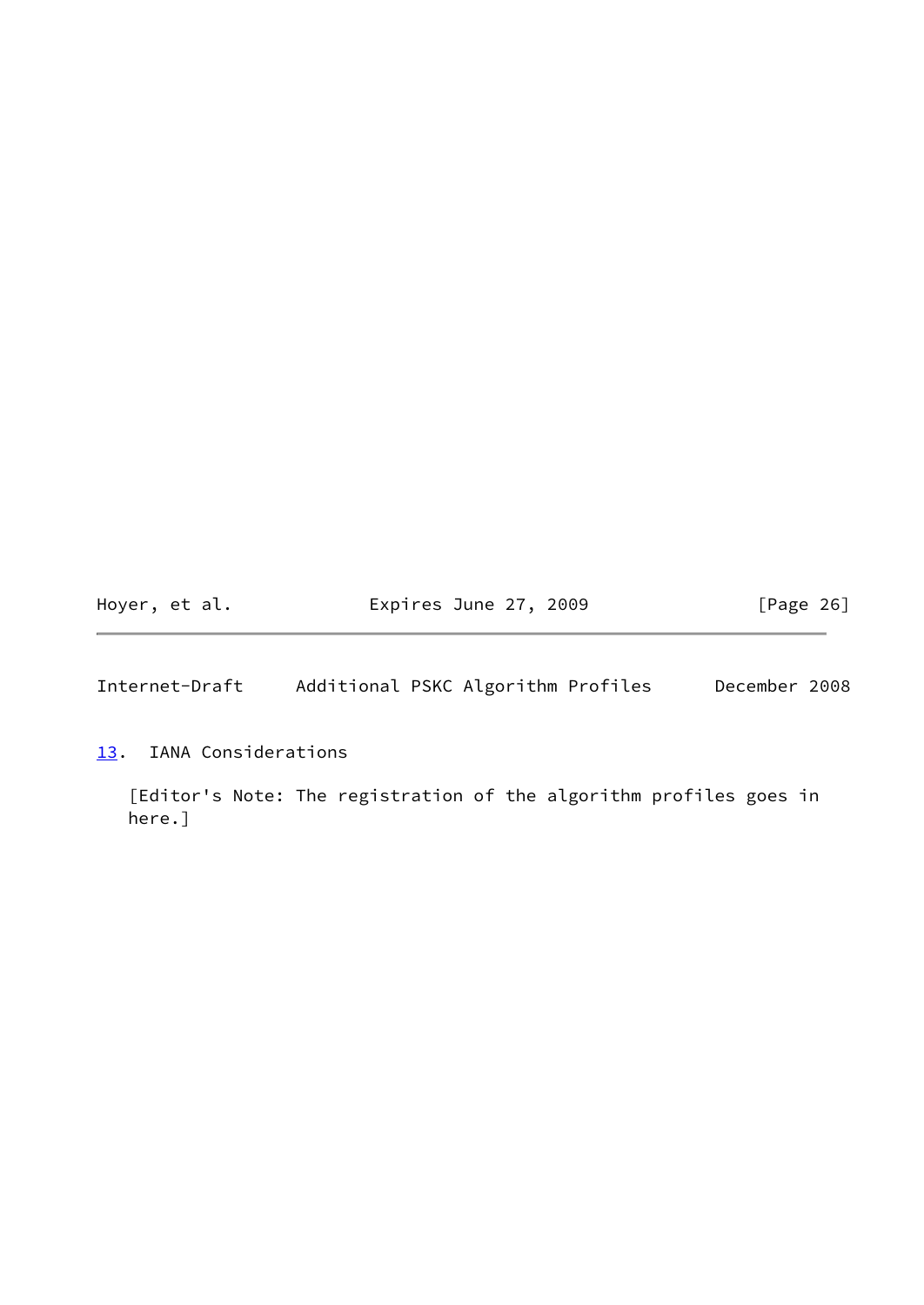## 13. IANA Considerations

[Editor's Note: The registration of the algorithm profiles goes in here.]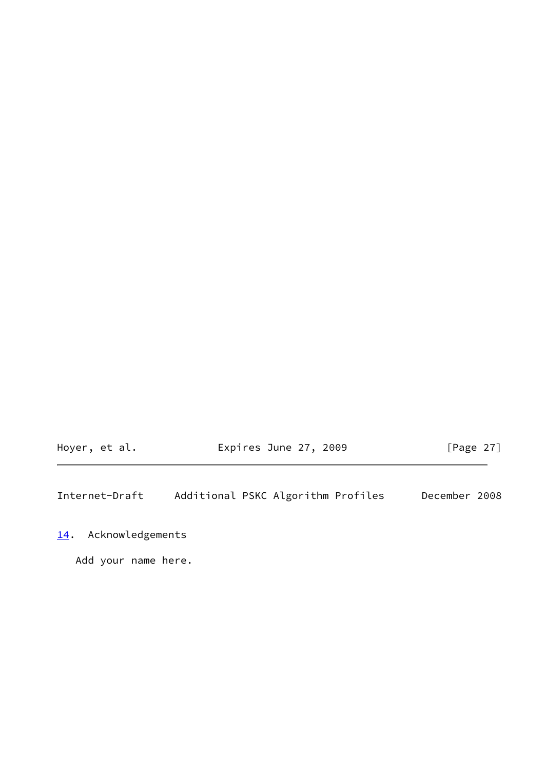## 14. Acknowledgements

Add your name here.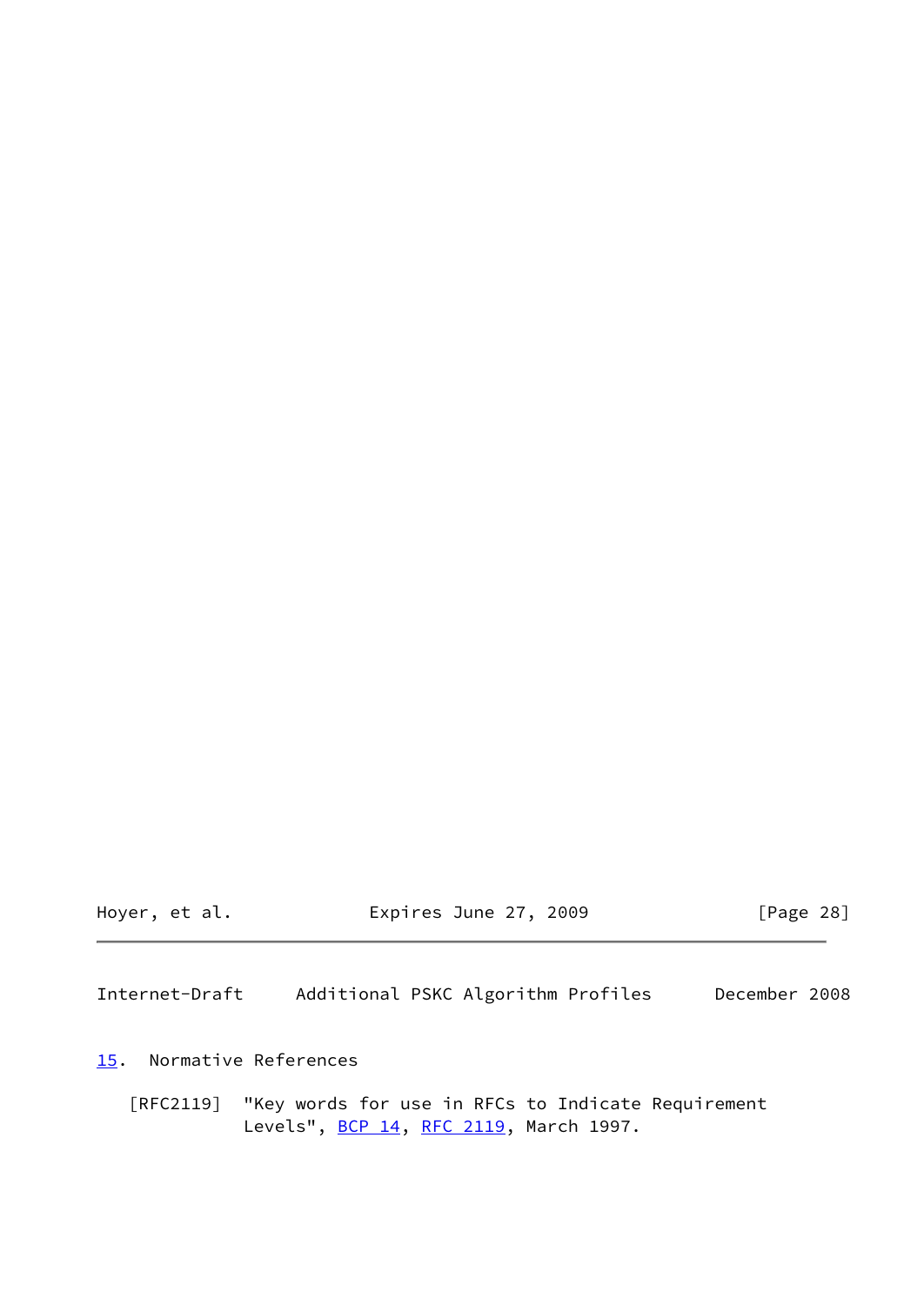## 15. Normative References

[RFC2119] "Key words for use in RFCs to Indicate Requirement Levels", BCP 14, RFC 2119, March 1997.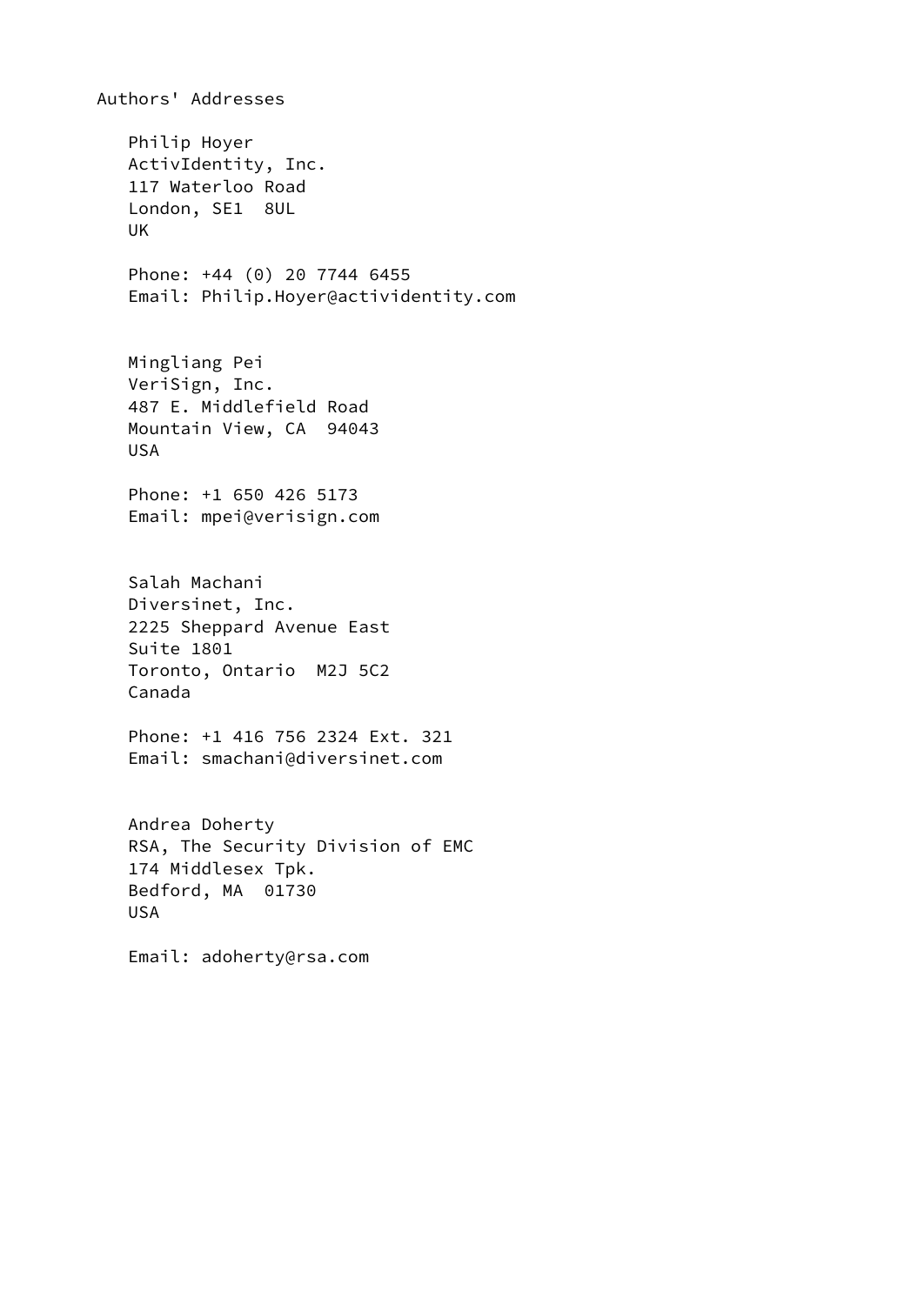## Authors' Addresses

Philip Hoyer
ActivIdentity, Inc.
117 Waterloo Road
London, SE1  8UL
UK

Phone: +44 (0) 20 7744 6455
Email: Philip.Hoyer@actividentity.com

Mingliang Pei
VeriSign, Inc.
487 E. Middlefield Road
Mountain View, CA  94043
USA

Phone: +1 650 426 5173
Email: mpei@verisign.com

Salah Machani
Diversinet, Inc.
2225 Sheppard Avenue East
Suite 1801
Toronto, Ontario  M2J 5C2
Canada

Phone: +1 416 756 2324 Ext. 321
Email: smachani@diversinet.com

Andrea Doherty
RSA, The Security Division of EMC
174 Middlesex Tpk.
Bedford, MA  01730
USA

Email: adoherty@rsa.com